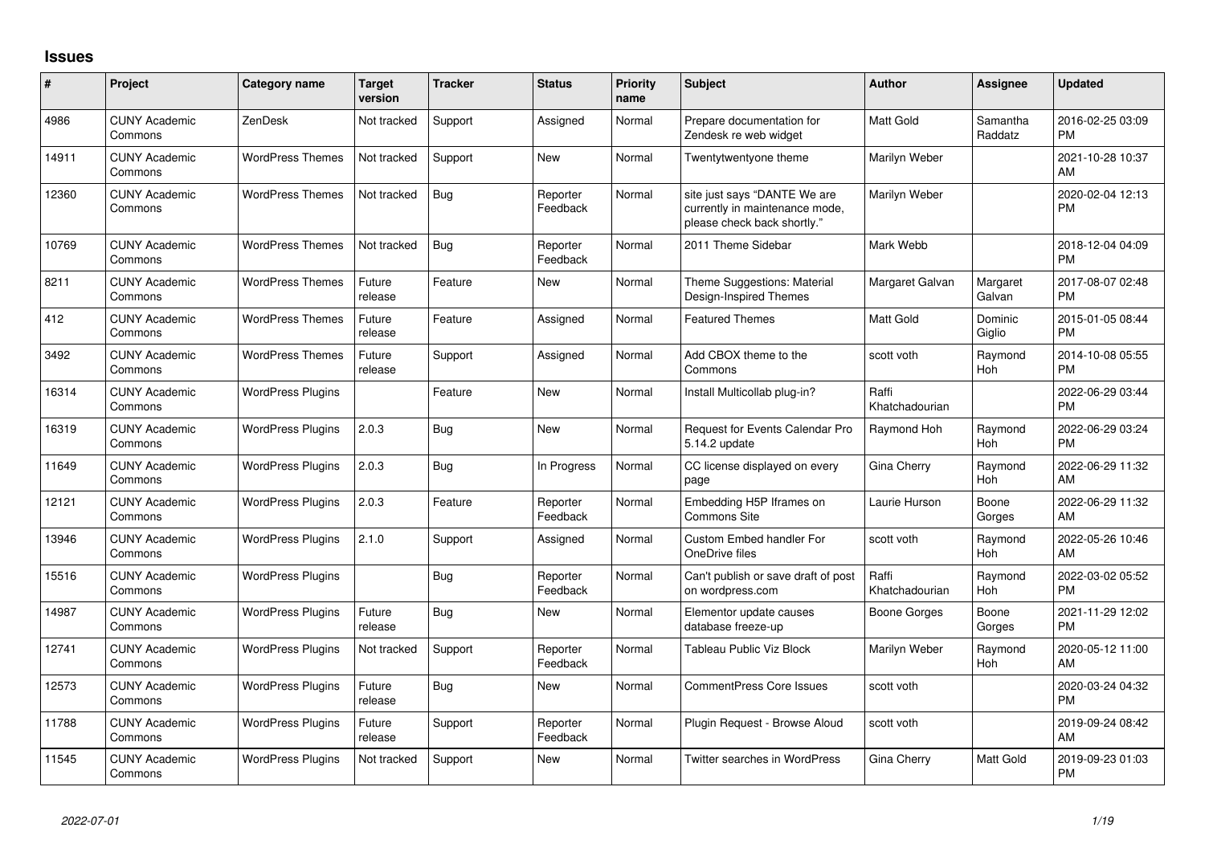# Issues

| # | Project | Category name | Target version | Tracker | Status | Priority name | Subject | Author | Assignee | Updated |
|---|---|---|---|---|---|---|---|---|---|---|
| 4986 | CUNY Academic Commons | ZenDesk | Not tracked | Support | Assigned | Normal | Prepare documentation for Zendesk re web widget | Matt Gold | Samantha Raddatz | 2016-02-25 03:09 PM |
| 14911 | CUNY Academic Commons | WordPress Themes | Not tracked | Support | New | Normal | Twentytwentyone theme | Marilyn Weber | | 2021-10-28 10:37 AM |
| 12360 | CUNY Academic Commons | WordPress Themes | Not tracked | Bug | Reporter Feedback | Normal | site just says "DANTE We are currently in maintenance mode, please check back shortly." | Marilyn Weber | | 2020-02-04 12:13 PM |
| 10769 | CUNY Academic Commons | WordPress Themes | Not tracked | Bug | Reporter Feedback | Normal | 2011 Theme Sidebar | Mark Webb | | 2018-12-04 04:09 PM |
| 8211 | CUNY Academic Commons | WordPress Themes | Future release | Feature | New | Normal | Theme Suggestions: Material Design-Inspired Themes | Margaret Galvan | Margaret Galvan | 2017-08-07 02:48 PM |
| 412 | CUNY Academic Commons | WordPress Themes | Future release | Feature | Assigned | Normal | Featured Themes | Matt Gold | Dominic Giglio | 2015-01-05 08:44 PM |
| 3492 | CUNY Academic Commons | WordPress Themes | Future release | Support | Assigned | Normal | Add CBOX theme to the Commons | scott voth | Raymond Hoh | 2014-10-08 05:55 PM |
| 16314 | CUNY Academic Commons | WordPress Plugins | | Feature | New | Normal | Install Multicollab plug-in? | Raffi Khatchadourian | | 2022-06-29 03:44 PM |
| 16319 | CUNY Academic Commons | WordPress Plugins | 2.0.3 | Bug | New | Normal | Request for Events Calendar Pro 5.14.2 update | Raymond Hoh | Raymond Hoh | 2022-06-29 03:24 PM |
| 11649 | CUNY Academic Commons | WordPress Plugins | 2.0.3 | Bug | In Progress | Normal | CC license displayed on every page | Gina Cherry | Raymond Hoh | 2022-06-29 11:32 AM |
| 12121 | CUNY Academic Commons | WordPress Plugins | 2.0.3 | Feature | Reporter Feedback | Normal | Embedding H5P Iframes on Commons Site | Laurie Hurson | Boone Gorges | 2022-06-29 11:32 AM |
| 13946 | CUNY Academic Commons | WordPress Plugins | 2.1.0 | Support | Assigned | Normal | Custom Embed handler For OneDrive files | scott voth | Raymond Hoh | 2022-05-26 10:46 AM |
| 15516 | CUNY Academic Commons | WordPress Plugins | | Bug | Reporter Feedback | Normal | Can't publish or save draft of post on wordpress.com | Raffi Khatchadourian | Raymond Hoh | 2022-03-02 05:52 PM |
| 14987 | CUNY Academic Commons | WordPress Plugins | Future release | Bug | New | Normal | Elementor update causes database freeze-up | Boone Gorges | Boone Gorges | 2021-11-29 12:02 PM |
| 12741 | CUNY Academic Commons | WordPress Plugins | Not tracked | Support | Reporter Feedback | Normal | Tableau Public Viz Block | Marilyn Weber | Raymond Hoh | 2020-05-12 11:00 AM |
| 12573 | CUNY Academic Commons | WordPress Plugins | Future release | Bug | New | Normal | CommentPress Core Issues | scott voth | | 2020-03-24 04:32 PM |
| 11788 | CUNY Academic Commons | WordPress Plugins | Future release | Support | Reporter Feedback | Normal | Plugin Request - Browse Aloud | scott voth | | 2019-09-24 08:42 AM |
| 11545 | CUNY Academic Commons | WordPress Plugins | Not tracked | Support | New | Normal | Twitter searches in WordPress | Gina Cherry | Matt Gold | 2019-09-23 01:03 PM |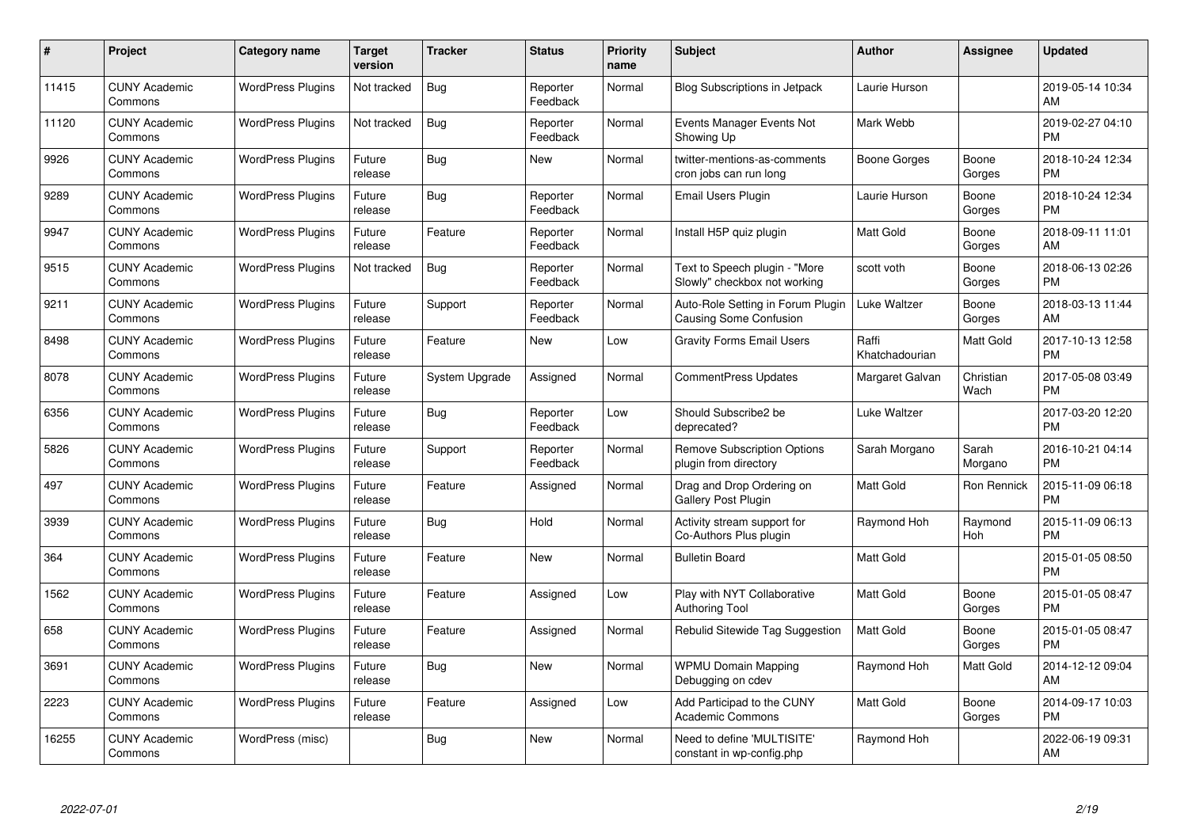| # | Project | Category name | Target version | Tracker | Status | Priority name | Subject | Author | Assignee | Updated |
|---|---|---|---|---|---|---|---|---|---|---|
| 11415 | CUNY Academic Commons | WordPress Plugins | Not tracked | Bug | Reporter Feedback | Normal | Blog Subscriptions in Jetpack | Laurie Hurson | | 2019-05-14 10:34 AM |
| 11120 | CUNY Academic Commons | WordPress Plugins | Not tracked | Bug | Reporter Feedback | Normal | Events Manager Events Not Showing Up | Mark Webb | | 2019-02-27 04:10 PM |
| 9926 | CUNY Academic Commons | WordPress Plugins | Future release | Bug | New | Normal | twitter-mentions-as-comments cron jobs can run long | Boone Gorges | Boone Gorges | 2018-10-24 12:34 PM |
| 9289 | CUNY Academic Commons | WordPress Plugins | Future release | Bug | Reporter Feedback | Normal | Email Users Plugin | Laurie Hurson | Boone Gorges | 2018-10-24 12:34 PM |
| 9947 | CUNY Academic Commons | WordPress Plugins | Future release | Feature | Reporter Feedback | Normal | Install H5P quiz plugin | Matt Gold | Boone Gorges | 2018-09-11 11:01 AM |
| 9515 | CUNY Academic Commons | WordPress Plugins | Not tracked | Bug | Reporter Feedback | Normal | Text to Speech plugin - "More Slowly" checkbox not working | scott voth | Boone Gorges | 2018-06-13 02:26 PM |
| 9211 | CUNY Academic Commons | WordPress Plugins | Future release | Support | Reporter Feedback | Normal | Auto-Role Setting in Forum Plugin Causing Some Confusion | Luke Waltzer | Boone Gorges | 2018-03-13 11:44 AM |
| 8498 | CUNY Academic Commons | WordPress Plugins | Future release | Feature | New | Low | Gravity Forms Email Users | Raffi Khatchadourian | Matt Gold | 2017-10-13 12:58 PM |
| 8078 | CUNY Academic Commons | WordPress Plugins | Future release | System Upgrade | Assigned | Normal | CommentPress Updates | Margaret Galvan | Christian Wach | 2017-05-08 03:49 PM |
| 6356 | CUNY Academic Commons | WordPress Plugins | Future release | Bug | Reporter Feedback | Low | Should Subscribe2 be deprecated? | Luke Waltzer | | 2017-03-20 12:20 PM |
| 5826 | CUNY Academic Commons | WordPress Plugins | Future release | Support | Reporter Feedback | Normal | Remove Subscription Options plugin from directory | Sarah Morgano | Sarah Morgano | 2016-10-21 04:14 PM |
| 497 | CUNY Academic Commons | WordPress Plugins | Future release | Feature | Assigned | Normal | Drag and Drop Ordering on Gallery Post Plugin | Matt Gold | Ron Rennick | 2015-11-09 06:18 PM |
| 3939 | CUNY Academic Commons | WordPress Plugins | Future release | Bug | Hold | Normal | Activity stream support for Co-Authors Plus plugin | Raymond Hoh | Raymond Hoh | 2015-11-09 06:13 PM |
| 364 | CUNY Academic Commons | WordPress Plugins | Future release | Feature | New | Normal | Bulletin Board | Matt Gold | | 2015-01-05 08:50 PM |
| 1562 | CUNY Academic Commons | WordPress Plugins | Future release | Feature | Assigned | Low | Play with NYT Collaborative Authoring Tool | Matt Gold | Boone Gorges | 2015-01-05 08:47 PM |
| 658 | CUNY Academic Commons | WordPress Plugins | Future release | Feature | Assigned | Normal | Rebulid Sitewide Tag Suggestion | Matt Gold | Boone Gorges | 2015-01-05 08:47 PM |
| 3691 | CUNY Academic Commons | WordPress Plugins | Future release | Bug | New | Normal | WPMU Domain Mapping Debugging on cdev | Raymond Hoh | Matt Gold | 2014-12-12 09:04 AM |
| 2223 | CUNY Academic Commons | WordPress Plugins | Future release | Feature | Assigned | Low | Add Participad to the CUNY Academic Commons | Matt Gold | Boone Gorges | 2014-09-17 10:03 PM |
| 16255 | CUNY Academic Commons | WordPress (misc) | | Bug | New | Normal | Need to define 'MULTISITE' constant in wp-config.php | Raymond Hoh | | 2022-06-19 09:31 AM |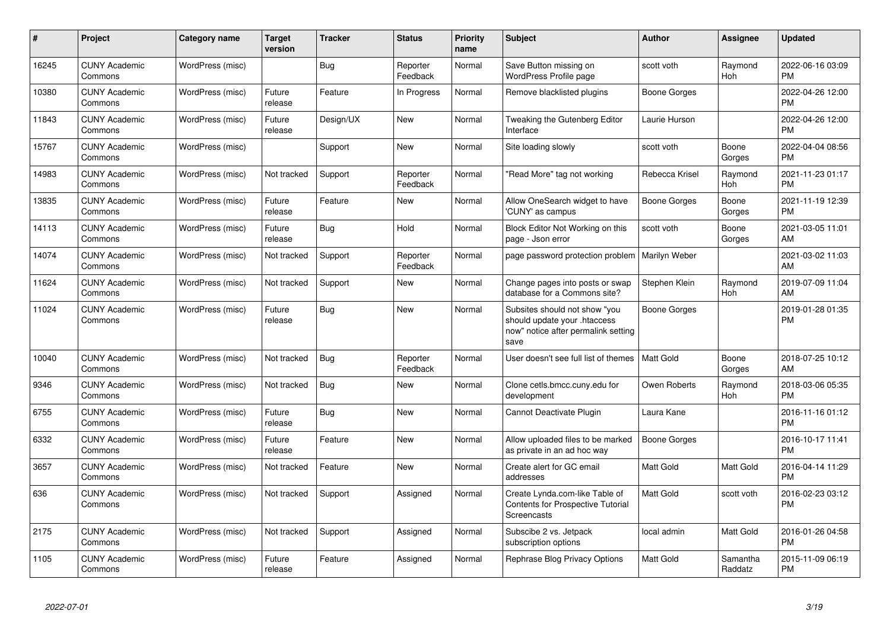| # | Project | Category name | Target version | Tracker | Status | Priority name | Subject | Author | Assignee | Updated |
|---|---|---|---|---|---|---|---|---|---|---|
| 16245 | CUNY Academic Commons | WordPress (misc) | | Bug | Reporter Feedback | Normal | Save Button missing on WordPress Profile page | scott voth | Raymond Hoh | 2022-06-16 03:09 PM |
| 10380 | CUNY Academic Commons | WordPress (misc) | Future release | Feature | In Progress | Normal | Remove blacklisted plugins | Boone Gorges | | 2022-04-26 12:00 PM |
| 11843 | CUNY Academic Commons | WordPress (misc) | Future release | Design/UX | New | Normal | Tweaking the Gutenberg Editor Interface | Laurie Hurson | | 2022-04-26 12:00 PM |
| 15767 | CUNY Academic Commons | WordPress (misc) | | Support | New | Normal | Site loading slowly | scott voth | Boone Gorges | 2022-04-04 08:56 PM |
| 14983 | CUNY Academic Commons | WordPress (misc) | Not tracked | Support | Reporter Feedback | Normal | "Read More" tag not working | Rebecca Krisel | Raymond Hoh | 2021-11-23 01:17 PM |
| 13835 | CUNY Academic Commons | WordPress (misc) | Future release | Feature | New | Normal | Allow OneSearch widget to have 'CUNY' as campus | Boone Gorges | Boone Gorges | 2021-11-19 12:39 PM |
| 14113 | CUNY Academic Commons | WordPress (misc) | Future release | Bug | Hold | Normal | Block Editor Not Working on this page - Json error | scott voth | Boone Gorges | 2021-03-05 11:01 AM |
| 14074 | CUNY Academic Commons | WordPress (misc) | Not tracked | Support | Reporter Feedback | Normal | page password protection problem | Marilyn Weber | | 2021-03-02 11:03 AM |
| 11624 | CUNY Academic Commons | WordPress (misc) | Not tracked | Support | New | Normal | Change pages into posts or swap database for a Commons site? | Stephen Klein | Raymond Hoh | 2019-07-09 11:04 AM |
| 11024 | CUNY Academic Commons | WordPress (misc) | Future release | Bug | New | Normal | Subsites should not show "you should update your .htaccess now" notice after permalink setting save | Boone Gorges | | 2019-01-28 01:35 PM |
| 10040 | CUNY Academic Commons | WordPress (misc) | Not tracked | Bug | Reporter Feedback | Normal | User doesn't see full list of themes | Matt Gold | Boone Gorges | 2018-07-25 10:12 AM |
| 9346 | CUNY Academic Commons | WordPress (misc) | Not tracked | Bug | New | Normal | Clone cetls.bmcc.cuny.edu for development | Owen Roberts | Raymond Hoh | 2018-03-06 05:35 PM |
| 6755 | CUNY Academic Commons | WordPress (misc) | Future release | Bug | New | Normal | Cannot Deactivate Plugin | Laura Kane | | 2016-11-16 01:12 PM |
| 6332 | CUNY Academic Commons | WordPress (misc) | Future release | Feature | New | Normal | Allow uploaded files to be marked as private in an ad hoc way | Boone Gorges | | 2016-10-17 11:41 PM |
| 3657 | CUNY Academic Commons | WordPress (misc) | Not tracked | Feature | New | Normal | Create alert for GC email addresses | Matt Gold | Matt Gold | 2016-04-14 11:29 PM |
| 636 | CUNY Academic Commons | WordPress (misc) | Not tracked | Support | Assigned | Normal | Create Lynda.com-like Table of Contents for Prospective Tutorial Screencasts | Matt Gold | scott voth | 2016-02-23 03:12 PM |
| 2175 | CUNY Academic Commons | WordPress (misc) | Not tracked | Support | Assigned | Normal | Subscibe 2 vs. Jetpack subscription options | local admin | Matt Gold | 2016-01-26 04:58 PM |
| 1105 | CUNY Academic Commons | WordPress (misc) | Future release | Feature | Assigned | Normal | Rephrase Blog Privacy Options | Matt Gold | Samantha Raddatz | 2015-11-09 06:19 PM |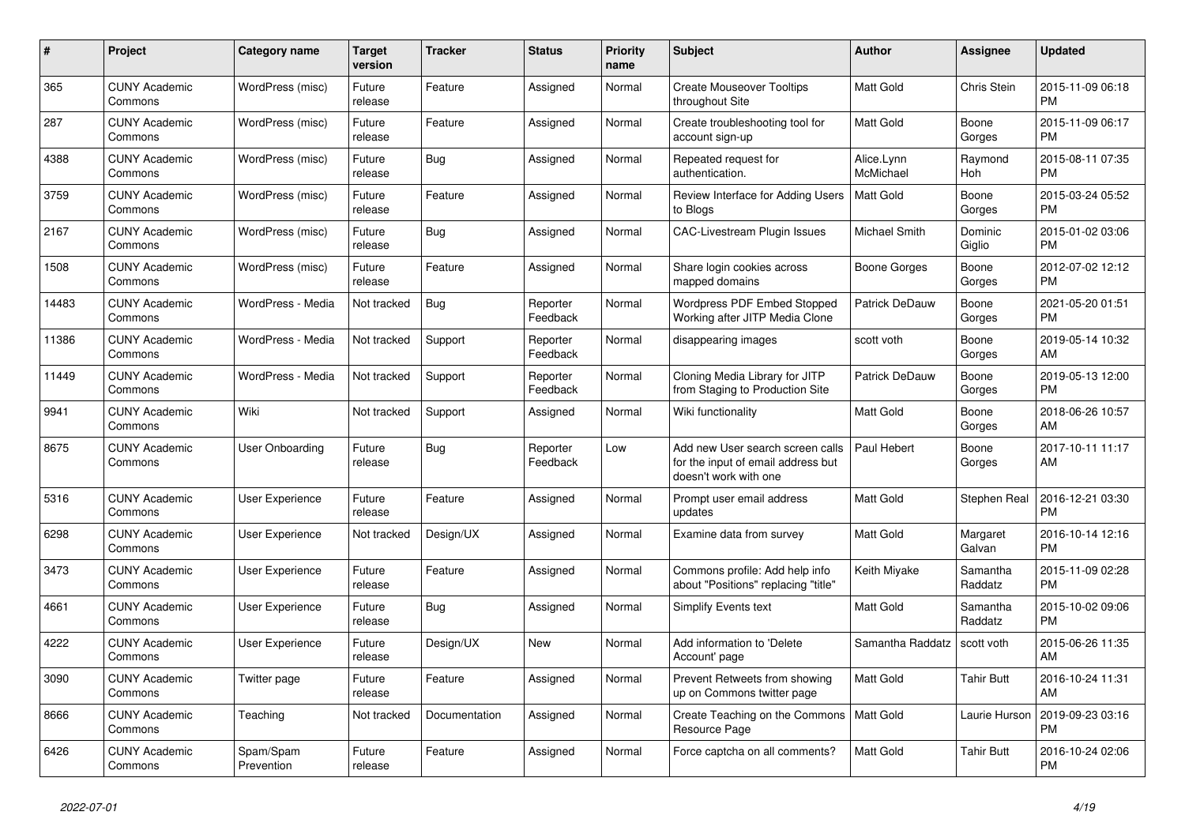| # | Project | Category name | Target version | Tracker | Status | Priority name | Subject | Author | Assignee | Updated |
|---|---|---|---|---|---|---|---|---|---|---|
| 365 | CUNY Academic Commons | WordPress (misc) | Future release | Feature | Assigned | Normal | Create Mouseover Tooltips throughout Site | Matt Gold | Chris Stein | 2015-11-09 06:18 PM |
| 287 | CUNY Academic Commons | WordPress (misc) | Future release | Feature | Assigned | Normal | Create troubleshooting tool for account sign-up | Matt Gold | Boone Gorges | 2015-11-09 06:17 PM |
| 4388 | CUNY Academic Commons | WordPress (misc) | Future release | Bug | Assigned | Normal | Repeated request for authentication. | Alice.Lynn McMichael | Raymond Hoh | 2015-08-11 07:35 PM |
| 3759 | CUNY Academic Commons | WordPress (misc) | Future release | Feature | Assigned | Normal | Review Interface for Adding Users to Blogs | Matt Gold | Boone Gorges | 2015-03-24 05:52 PM |
| 2167 | CUNY Academic Commons | WordPress (misc) | Future release | Bug | Assigned | Normal | CAC-Livestream Plugin Issues | Michael Smith | Dominic Giglio | 2015-01-02 03:06 PM |
| 1508 | CUNY Academic Commons | WordPress (misc) | Future release | Feature | Assigned | Normal | Share login cookies across mapped domains | Boone Gorges | Boone Gorges | 2012-07-02 12:12 PM |
| 14483 | CUNY Academic Commons | WordPress - Media | Not tracked | Bug | Reporter Feedback | Normal | Wordpress PDF Embed Stopped Working after JITP Media Clone | Patrick DeDauw | Boone Gorges | 2021-05-20 01:51 PM |
| 11386 | CUNY Academic Commons | WordPress - Media | Not tracked | Support | Reporter Feedback | Normal | disappearing images | scott voth | Boone Gorges | 2019-05-14 10:32 AM |
| 11449 | CUNY Academic Commons | WordPress - Media | Not tracked | Support | Reporter Feedback | Normal | Cloning Media Library for JITP from Staging to Production Site | Patrick DeDauw | Boone Gorges | 2019-05-13 12:00 PM |
| 9941 | CUNY Academic Commons | Wiki | Not tracked | Support | Assigned | Normal | Wiki functionality | Matt Gold | Boone Gorges | 2018-06-26 10:57 AM |
| 8675 | CUNY Academic Commons | User Onboarding | Future release | Bug | Reporter Feedback | Low | Add new User search screen calls for the input of email address but doesn't work with one | Paul Hebert | Boone Gorges | 2017-10-11 11:17 AM |
| 5316 | CUNY Academic Commons | User Experience | Future release | Feature | Assigned | Normal | Prompt user email address updates | Matt Gold | Stephen Real | 2016-12-21 03:30 PM |
| 6298 | CUNY Academic Commons | User Experience | Not tracked | Design/UX | Assigned | Normal | Examine data from survey | Matt Gold | Margaret Galvan | 2016-10-14 12:16 PM |
| 3473 | CUNY Academic Commons | User Experience | Future release | Feature | Assigned | Normal | Commons profile: Add help info about "Positions" replacing "title" | Keith Miyake | Samantha Raddatz | 2015-11-09 02:28 PM |
| 4661 | CUNY Academic Commons | User Experience | Future release | Bug | Assigned | Normal | Simplify Events text | Matt Gold | Samantha Raddatz | 2015-10-02 09:06 PM |
| 4222 | CUNY Academic Commons | User Experience | Future release | Design/UX | New | Normal | Add information to 'Delete Account' page | Samantha Raddatz | scott voth | 2015-06-26 11:35 AM |
| 3090 | CUNY Academic Commons | Twitter page | Future release | Feature | Assigned | Normal | Prevent Retweets from showing up on Commons twitter page | Matt Gold | Tahir Butt | 2016-10-24 11:31 AM |
| 8666 | CUNY Academic Commons | Teaching | Not tracked | Documentation | Assigned | Normal | Create Teaching on the Commons Resource Page | Matt Gold | Laurie Hurson | 2019-09-23 03:16 PM |
| 6426 | CUNY Academic Commons | Spam/Spam Prevention | Future release | Feature | Assigned | Normal | Force captcha on all comments? | Matt Gold | Tahir Butt | 2016-10-24 02:06 PM |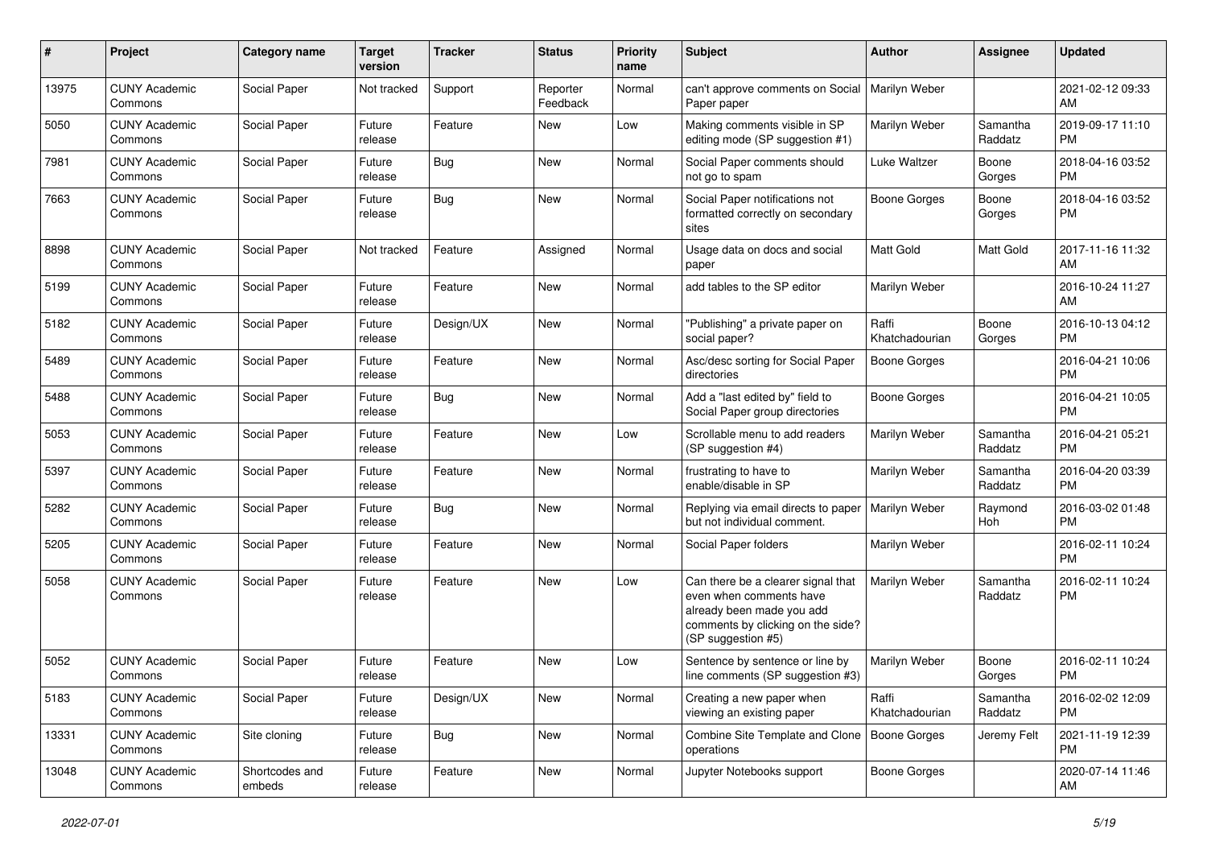| # | Project | Category name | Target version | Tracker | Status | Priority name | Subject | Author | Assignee | Updated |
|---|---|---|---|---|---|---|---|---|---|---|
| 13975 | CUNY Academic Commons | Social Paper | Not tracked | Support | Reporter Feedback | Normal | can't approve comments on Social Paper paper | Marilyn Weber | | 2021-02-12 09:33 AM |
| 5050 | CUNY Academic Commons | Social Paper | Future release | Feature | New | Low | Making comments visible in SP editing mode (SP suggestion #1) | Marilyn Weber | Samantha Raddatz | 2019-09-17 11:10 PM |
| 7981 | CUNY Academic Commons | Social Paper | Future release | Bug | New | Normal | Social Paper comments should not go to spam | Luke Waltzer | Boone Gorges | 2018-04-16 03:52 PM |
| 7663 | CUNY Academic Commons | Social Paper | Future release | Bug | New | Normal | Social Paper notifications not formatted correctly on secondary sites | Boone Gorges | Boone Gorges | 2018-04-16 03:52 PM |
| 8898 | CUNY Academic Commons | Social Paper | Not tracked | Feature | Assigned | Normal | Usage data on docs and social paper | Matt Gold | Matt Gold | 2017-11-16 11:32 AM |
| 5199 | CUNY Academic Commons | Social Paper | Future release | Feature | New | Normal | add tables to the SP editor | Marilyn Weber | | 2016-10-24 11:27 AM |
| 5182 | CUNY Academic Commons | Social Paper | Future release | Design/UX | New | Normal | "Publishing" a private paper on social paper? | Raffi Khatchadourian | Boone Gorges | 2016-10-13 04:12 PM |
| 5489 | CUNY Academic Commons | Social Paper | Future release | Feature | New | Normal | Asc/desc sorting for Social Paper directories | Boone Gorges | | 2016-04-21 10:06 PM |
| 5488 | CUNY Academic Commons | Social Paper | Future release | Bug | New | Normal | Add a "last edited by" field to Social Paper group directories | Boone Gorges | | 2016-04-21 10:05 PM |
| 5053 | CUNY Academic Commons | Social Paper | Future release | Feature | New | Low | Scrollable menu to add readers (SP suggestion #4) | Marilyn Weber | Samantha Raddatz | 2016-04-21 05:21 PM |
| 5397 | CUNY Academic Commons | Social Paper | Future release | Feature | New | Normal | frustrating to have to enable/disable in SP | Marilyn Weber | Samantha Raddatz | 2016-04-20 03:39 PM |
| 5282 | CUNY Academic Commons | Social Paper | Future release | Bug | New | Normal | Replying via email directs to paper but not individual comment. | Marilyn Weber | Raymond Hoh | 2016-03-02 01:48 PM |
| 5205 | CUNY Academic Commons | Social Paper | Future release | Feature | New | Normal | Social Paper folders | Marilyn Weber | | 2016-02-11 10:24 PM |
| 5058 | CUNY Academic Commons | Social Paper | Future release | Feature | New | Low | Can there be a clearer signal that even when comments have already been made you add comments by clicking on the side? (SP suggestion #5) | Marilyn Weber | Samantha Raddatz | 2016-02-11 10:24 PM |
| 5052 | CUNY Academic Commons | Social Paper | Future release | Feature | New | Low | Sentence by sentence or line by line comments (SP suggestion #3) | Marilyn Weber | Boone Gorges | 2016-02-11 10:24 PM |
| 5183 | CUNY Academic Commons | Social Paper | Future release | Design/UX | New | Normal | Creating a new paper when viewing an existing paper | Raffi Khatchadourian | Samantha Raddatz | 2016-02-02 12:09 PM |
| 13331 | CUNY Academic Commons | Site cloning | Future release | Bug | New | Normal | Combine Site Template and Clone operations | Boone Gorges | Jeremy Felt | 2021-11-19 12:39 PM |
| 13048 | CUNY Academic Commons | Shortcodes and embeds | Future release | Feature | New | Normal | Jupyter Notebooks support | Boone Gorges | | 2020-07-14 11:46 AM |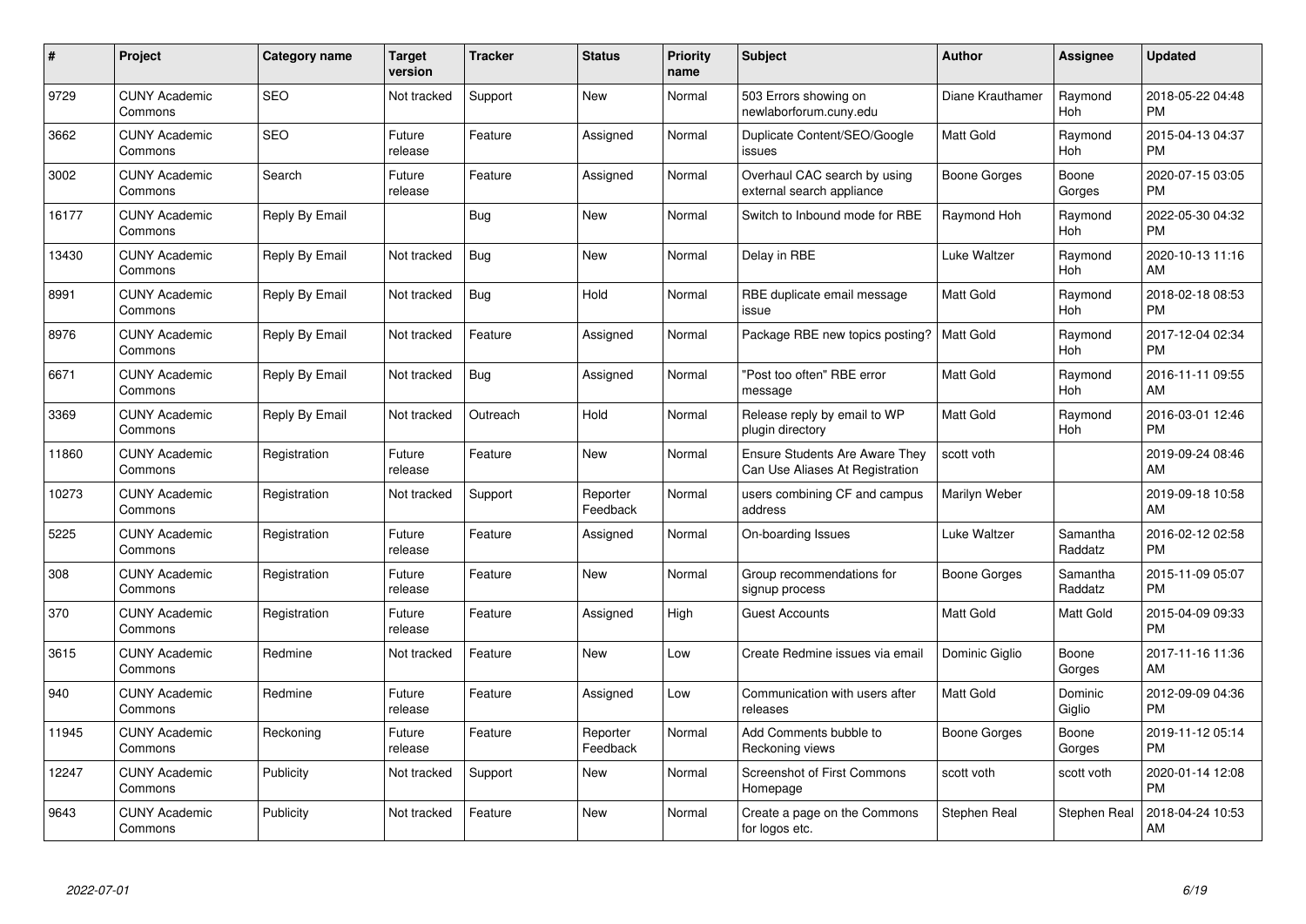| # | Project | Category name | Target version | Tracker | Status | Priority name | Subject | Author | Assignee | Updated |
|---|---|---|---|---|---|---|---|---|---|---|
| 9729 | CUNY Academic Commons | SEO | Not tracked | Support | New | Normal | 503 Errors showing on newlaborforum.cuny.edu | Diane Krauthamer | Raymond Hoh | 2018-05-22 04:48 PM |
| 3662 | CUNY Academic Commons | SEO | Future release | Feature | Assigned | Normal | Duplicate Content/SEO/Google issues | Matt Gold | Raymond Hoh | 2015-04-13 04:37 PM |
| 3002 | CUNY Academic Commons | Search | Future release | Feature | Assigned | Normal | Overhaul CAC search by using external search appliance | Boone Gorges | Boone Gorges | 2020-07-15 03:05 PM |
| 16177 | CUNY Academic Commons | Reply By Email | | Bug | New | Normal | Switch to Inbound mode for RBE | Raymond Hoh | Raymond Hoh | 2022-05-30 04:32 PM |
| 13430 | CUNY Academic Commons | Reply By Email | Not tracked | Bug | New | Normal | Delay in RBE | Luke Waltzer | Raymond Hoh | 2020-10-13 11:16 AM |
| 8991 | CUNY Academic Commons | Reply By Email | Not tracked | Bug | Hold | Normal | RBE duplicate email message issue | Matt Gold | Raymond Hoh | 2018-02-18 08:53 PM |
| 8976 | CUNY Academic Commons | Reply By Email | Not tracked | Feature | Assigned | Normal | Package RBE new topics posting? | Matt Gold | Raymond Hoh | 2017-12-04 02:34 PM |
| 6671 | CUNY Academic Commons | Reply By Email | Not tracked | Bug | Assigned | Normal | "Post too often" RBE error message | Matt Gold | Raymond Hoh | 2016-11-11 09:55 AM |
| 3369 | CUNY Academic Commons | Reply By Email | Not tracked | Outreach | Hold | Normal | Release reply by email to WP plugin directory | Matt Gold | Raymond Hoh | 2016-03-01 12:46 PM |
| 11860 | CUNY Academic Commons | Registration | Future release | Feature | New | Normal | Ensure Students Are Aware They Can Use Aliases At Registration | scott voth | | 2019-09-24 08:46 AM |
| 10273 | CUNY Academic Commons | Registration | Not tracked | Support | Reporter Feedback | Normal | users combining CF and campus address | Marilyn Weber | | 2019-09-18 10:58 AM |
| 5225 | CUNY Academic Commons | Registration | Future release | Feature | Assigned | Normal | On-boarding Issues | Luke Waltzer | Samantha Raddatz | 2016-02-12 02:58 PM |
| 308 | CUNY Academic Commons | Registration | Future release | Feature | New | Normal | Group recommendations for signup process | Boone Gorges | Samantha Raddatz | 2015-11-09 05:07 PM |
| 370 | CUNY Academic Commons | Registration | Future release | Feature | Assigned | High | Guest Accounts | Matt Gold | Matt Gold | 2015-04-09 09:33 PM |
| 3615 | CUNY Academic Commons | Redmine | Not tracked | Feature | New | Low | Create Redmine issues via email | Dominic Giglio | Boone Gorges | 2017-11-16 11:36 AM |
| 940 | CUNY Academic Commons | Redmine | Future release | Feature | Assigned | Low | Communication with users after releases | Matt Gold | Dominic Giglio | 2012-09-09 04:36 PM |
| 11945 | CUNY Academic Commons | Reckoning | Future release | Feature | Reporter Feedback | Normal | Add Comments bubble to Reckoning views | Boone Gorges | Boone Gorges | 2019-11-12 05:14 PM |
| 12247 | CUNY Academic Commons | Publicity | Not tracked | Support | New | Normal | Screenshot of First Commons Homepage | scott voth | scott voth | 2020-01-14 12:08 PM |
| 9643 | CUNY Academic Commons | Publicity | Not tracked | Feature | New | Normal | Create a page on the Commons for logos etc. | Stephen Real | Stephen Real | 2018-04-24 10:53 AM |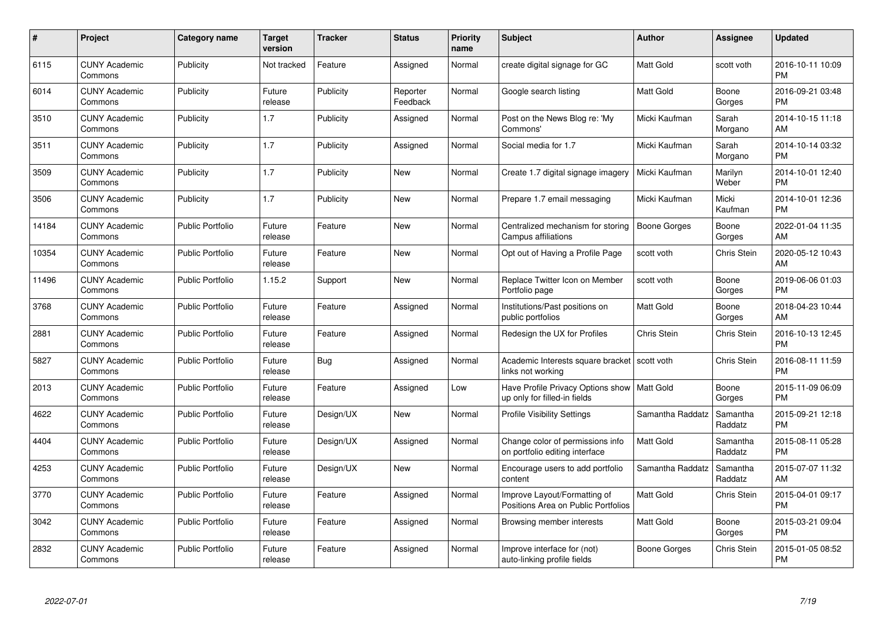| # | Project | Category name | Target version | Tracker | Status | Priority name | Subject | Author | Assignee | Updated |
|---|---|---|---|---|---|---|---|---|---|---|
| 6115 | CUNY Academic Commons | Publicity | Not tracked | Feature | Assigned | Normal | create digital signage for GC | Matt Gold | scott voth | 2016-10-11 10:09 PM |
| 6014 | CUNY Academic Commons | Publicity | Future release | Publicity | Reporter Feedback | Normal | Google search listing | Matt Gold | Boone Gorges | 2016-09-21 03:48 PM |
| 3510 | CUNY Academic Commons | Publicity | 1.7 | Publicity | Assigned | Normal | Post on the News Blog re: 'My Commons' | Micki Kaufman | Sarah Morgano | 2014-10-15 11:18 AM |
| 3511 | CUNY Academic Commons | Publicity | 1.7 | Publicity | Assigned | Normal | Social media for 1.7 | Micki Kaufman | Sarah Morgano | 2014-10-14 03:32 PM |
| 3509 | CUNY Academic Commons | Publicity | 1.7 | Publicity | New | Normal | Create 1.7 digital signage imagery | Micki Kaufman | Marilyn Weber | 2014-10-01 12:40 PM |
| 3506 | CUNY Academic Commons | Publicity | 1.7 | Publicity | New | Normal | Prepare 1.7 email messaging | Micki Kaufman | Micki Kaufman | 2014-10-01 12:36 PM |
| 14184 | CUNY Academic Commons | Public Portfolio | Future release | Feature | New | Normal | Centralized mechanism for storing Campus affiliations | Boone Gorges | Boone Gorges | 2022-01-04 11:35 AM |
| 10354 | CUNY Academic Commons | Public Portfolio | Future release | Feature | New | Normal | Opt out of Having a Profile Page | scott voth | Chris Stein | 2020-05-12 10:43 AM |
| 11496 | CUNY Academic Commons | Public Portfolio | 1.15.2 | Support | New | Normal | Replace Twitter Icon on Member Portfolio page | scott voth | Boone Gorges | 2019-06-06 01:03 PM |
| 3768 | CUNY Academic Commons | Public Portfolio | Future release | Feature | Assigned | Normal | Institutions/Past positions on public portfolios | Matt Gold | Boone Gorges | 2018-04-23 10:44 AM |
| 2881 | CUNY Academic Commons | Public Portfolio | Future release | Feature | Assigned | Normal | Redesign the UX for Profiles | Chris Stein | Chris Stein | 2016-10-13 12:45 PM |
| 5827 | CUNY Academic Commons | Public Portfolio | Future release | Bug | Assigned | Normal | Academic Interests square bracket links not working | scott voth | Chris Stein | 2016-08-11 11:59 PM |
| 2013 | CUNY Academic Commons | Public Portfolio | Future release | Feature | Assigned | Low | Have Profile Privacy Options show up only for filled-in fields | Matt Gold | Boone Gorges | 2015-11-09 06:09 PM |
| 4622 | CUNY Academic Commons | Public Portfolio | Future release | Design/UX | New | Normal | Profile Visibility Settings | Samantha Raddatz | Samantha Raddatz | 2015-09-21 12:18 PM |
| 4404 | CUNY Academic Commons | Public Portfolio | Future release | Design/UX | Assigned | Normal | Change color of permissions info on portfolio editing interface | Matt Gold | Samantha Raddatz | 2015-08-11 05:28 PM |
| 4253 | CUNY Academic Commons | Public Portfolio | Future release | Design/UX | New | Normal | Encourage users to add portfolio content | Samantha Raddatz | Samantha Raddatz | 2015-07-07 11:32 AM |
| 3770 | CUNY Academic Commons | Public Portfolio | Future release | Feature | Assigned | Normal | Improve Layout/Formatting of Positions Area on Public Portfolios | Matt Gold | Chris Stein | 2015-04-01 09:17 PM |
| 3042 | CUNY Academic Commons | Public Portfolio | Future release | Feature | Assigned | Normal | Browsing member interests | Matt Gold | Boone Gorges | 2015-03-21 09:04 PM |
| 2832 | CUNY Academic Commons | Public Portfolio | Future release | Feature | Assigned | Normal | Improve interface for (not) auto-linking profile fields | Boone Gorges | Chris Stein | 2015-01-05 08:52 PM |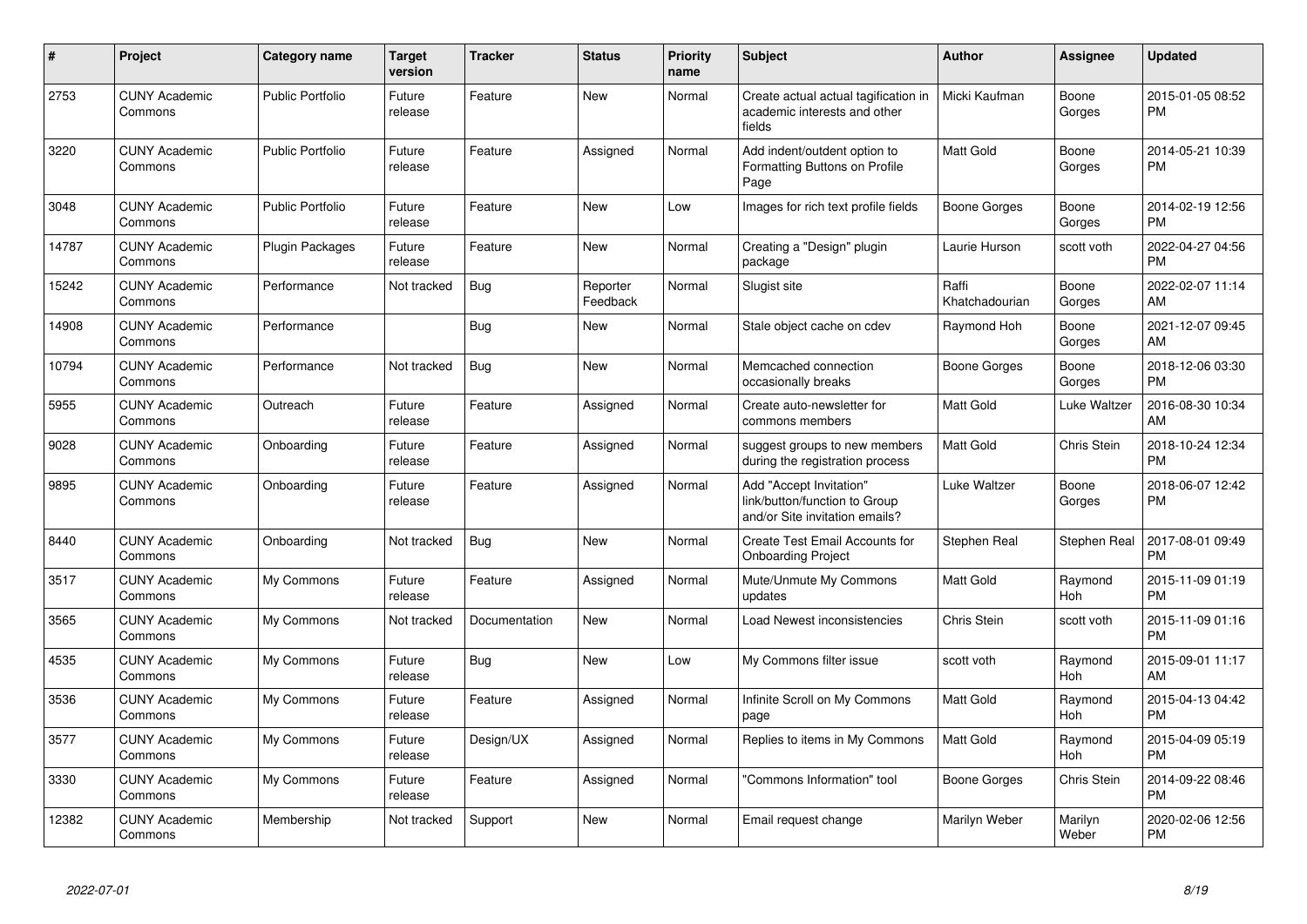| # | Project | Category name | Target version | Tracker | Status | Priority name | Subject | Author | Assignee | Updated |
|---|---|---|---|---|---|---|---|---|---|---|
| 2753 | CUNY Academic Commons | Public Portfolio | Future release | Feature | New | Normal | Create actual actual tagification in academic interests and other fields | Micki Kaufman | Boone Gorges | 2015-01-05 08:52 PM |
| 3220 | CUNY Academic Commons | Public Portfolio | Future release | Feature | Assigned | Normal | Add indent/outdent option to Formatting Buttons on Profile Page | Matt Gold | Boone Gorges | 2014-05-21 10:39 PM |
| 3048 | CUNY Academic Commons | Public Portfolio | Future release | Feature | New | Low | Images for rich text profile fields | Boone Gorges | Boone Gorges | 2014-02-19 12:56 PM |
| 14787 | CUNY Academic Commons | Plugin Packages | Future release | Feature | New | Normal | Creating a "Design" plugin package | Laurie Hurson | scott voth | 2022-04-27 04:56 PM |
| 15242 | CUNY Academic Commons | Performance | Not tracked | Bug | Reporter Feedback | Normal | Slugist site | Raffi Khatchadourian | Boone Gorges | 2022-02-07 11:14 AM |
| 14908 | CUNY Academic Commons | Performance | | Bug | New | Normal | Stale object cache on cdev | Raymond Hoh | Boone Gorges | 2021-12-07 09:45 AM |
| 10794 | CUNY Academic Commons | Performance | Not tracked | Bug | New | Normal | Memcached connection occasionally breaks | Boone Gorges | Boone Gorges | 2018-12-06 03:30 PM |
| 5955 | CUNY Academic Commons | Outreach | Future release | Feature | Assigned | Normal | Create auto-newsletter for commons members | Matt Gold | Luke Waltzer | 2016-08-30 10:34 AM |
| 9028 | CUNY Academic Commons | Onboarding | Future release | Feature | Assigned | Normal | suggest groups to new members during the registration process | Matt Gold | Chris Stein | 2018-10-24 12:34 PM |
| 9895 | CUNY Academic Commons | Onboarding | Future release | Feature | Assigned | Normal | Add "Accept Invitation" link/button/function to Group and/or Site invitation emails? | Luke Waltzer | Boone Gorges | 2018-06-07 12:42 PM |
| 8440 | CUNY Academic Commons | Onboarding | Not tracked | Bug | New | Normal | Create Test Email Accounts for Onboarding Project | Stephen Real | Stephen Real | 2017-08-01 09:49 PM |
| 3517 | CUNY Academic Commons | My Commons | Future release | Feature | Assigned | Normal | Mute/Unmute My Commons updates | Matt Gold | Raymond Hoh | 2015-11-09 01:19 PM |
| 3565 | CUNY Academic Commons | My Commons | Not tracked | Documentation | New | Normal | Load Newest inconsistencies | Chris Stein | scott voth | 2015-11-09 01:16 PM |
| 4535 | CUNY Academic Commons | My Commons | Future release | Bug | New | Low | My Commons filter issue | scott voth | Raymond Hoh | 2015-09-01 11:17 AM |
| 3536 | CUNY Academic Commons | My Commons | Future release | Feature | Assigned | Normal | Infinite Scroll on My Commons page | Matt Gold | Raymond Hoh | 2015-04-13 04:42 PM |
| 3577 | CUNY Academic Commons | My Commons | Future release | Design/UX | Assigned | Normal | Replies to items in My Commons | Matt Gold | Raymond Hoh | 2015-04-09 05:19 PM |
| 3330 | CUNY Academic Commons | My Commons | Future release | Feature | Assigned | Normal | "Commons Information" tool | Boone Gorges | Chris Stein | 2014-09-22 08:46 PM |
| 12382 | CUNY Academic Commons | Membership | Not tracked | Support | New | Normal | Email request change | Marilyn Weber | Marilyn Weber | 2020-02-06 12:56 PM |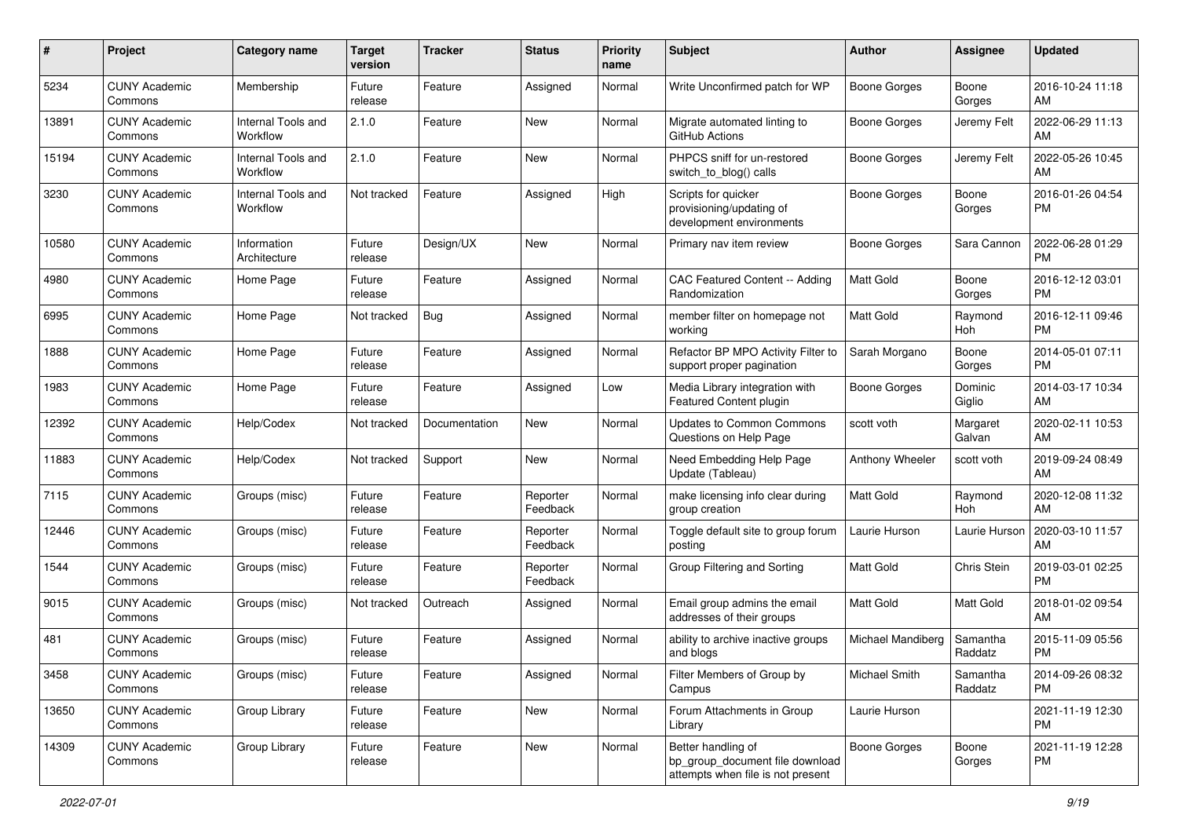| # | Project | Category name | Target version | Tracker | Status | Priority name | Subject | Author | Assignee | Updated |
|---|---|---|---|---|---|---|---|---|---|---|
| 5234 | CUNY Academic Commons | Membership | Future release | Feature | Assigned | Normal | Write Unconfirmed patch for WP | Boone Gorges | Boone Gorges | 2016-10-24 11:18 AM |
| 13891 | CUNY Academic Commons | Internal Tools and Workflow | 2.1.0 | Feature | New | Normal | Migrate automated linting to GitHub Actions | Boone Gorges | Jeremy Felt | 2022-06-29 11:13 AM |
| 15194 | CUNY Academic Commons | Internal Tools and Workflow | 2.1.0 | Feature | New | Normal | PHPCS sniff for un-restored switch_to_blog() calls | Boone Gorges | Jeremy Felt | 2022-05-26 10:45 AM |
| 3230 | CUNY Academic Commons | Internal Tools and Workflow | Not tracked | Feature | Assigned | High | Scripts for quicker provisioning/updating of development environments | Boone Gorges | Boone Gorges | 2016-01-26 04:54 PM |
| 10580 | CUNY Academic Commons | Information Architecture | Future release | Design/UX | New | Normal | Primary nav item review | Boone Gorges | Sara Cannon | 2022-06-28 01:29 PM |
| 4980 | CUNY Academic Commons | Home Page | Future release | Feature | Assigned | Normal | CAC Featured Content -- Adding Randomization | Matt Gold | Boone Gorges | 2016-12-12 03:01 PM |
| 6995 | CUNY Academic Commons | Home Page | Not tracked | Bug | Assigned | Normal | member filter on homepage not working | Matt Gold | Raymond Hoh | 2016-12-11 09:46 PM |
| 1888 | CUNY Academic Commons | Home Page | Future release | Feature | Assigned | Normal | Refactor BP MPO Activity Filter to support proper pagination | Sarah Morgano | Boone Gorges | 2014-05-01 07:11 PM |
| 1983 | CUNY Academic Commons | Home Page | Future release | Feature | Assigned | Low | Media Library integration with Featured Content plugin | Boone Gorges | Dominic Giglio | 2014-03-17 10:34 AM |
| 12392 | CUNY Academic Commons | Help/Codex | Not tracked | Documentation | New | Normal | Updates to Common Commons Questions on Help Page | scott voth | Margaret Galvan | 2020-02-11 10:53 AM |
| 11883 | CUNY Academic Commons | Help/Codex | Not tracked | Support | New | Normal | Need Embedding Help Page Update (Tableau) | Anthony Wheeler | scott voth | 2019-09-24 08:49 AM |
| 7115 | CUNY Academic Commons | Groups (misc) | Future release | Feature | Reporter Feedback | Normal | make licensing info clear during group creation | Matt Gold | Raymond Hoh | 2020-12-08 11:32 AM |
| 12446 | CUNY Academic Commons | Groups (misc) | Future release | Feature | Reporter Feedback | Normal | Toggle default site to group forum posting | Laurie Hurson | Laurie Hurson | 2020-03-10 11:57 AM |
| 1544 | CUNY Academic Commons | Groups (misc) | Future release | Feature | Reporter Feedback | Normal | Group Filtering and Sorting | Matt Gold | Chris Stein | 2019-03-01 02:25 PM |
| 9015 | CUNY Academic Commons | Groups (misc) | Not tracked | Outreach | Assigned | Normal | Email group admins the email addresses of their groups | Matt Gold | Matt Gold | 2018-01-02 09:54 AM |
| 481 | CUNY Academic Commons | Groups (misc) | Future release | Feature | Assigned | Normal | ability to archive inactive groups and blogs | Michael Mandiberg | Samantha Raddatz | 2015-11-09 05:56 PM |
| 3458 | CUNY Academic Commons | Groups (misc) | Future release | Feature | Assigned | Normal | Filter Members of Group by Campus | Michael Smith | Samantha Raddatz | 2014-09-26 08:32 PM |
| 13650 | CUNY Academic Commons | Group Library | Future release | Feature | New | Normal | Forum Attachments in Group Library | Laurie Hurson | | 2021-11-19 12:30 PM |
| 14309 | CUNY Academic Commons | Group Library | Future release | Feature | New | Normal | Better handling of bp_group_document file download attempts when file is not present | Boone Gorges | Boone Gorges | 2021-11-19 12:28 PM |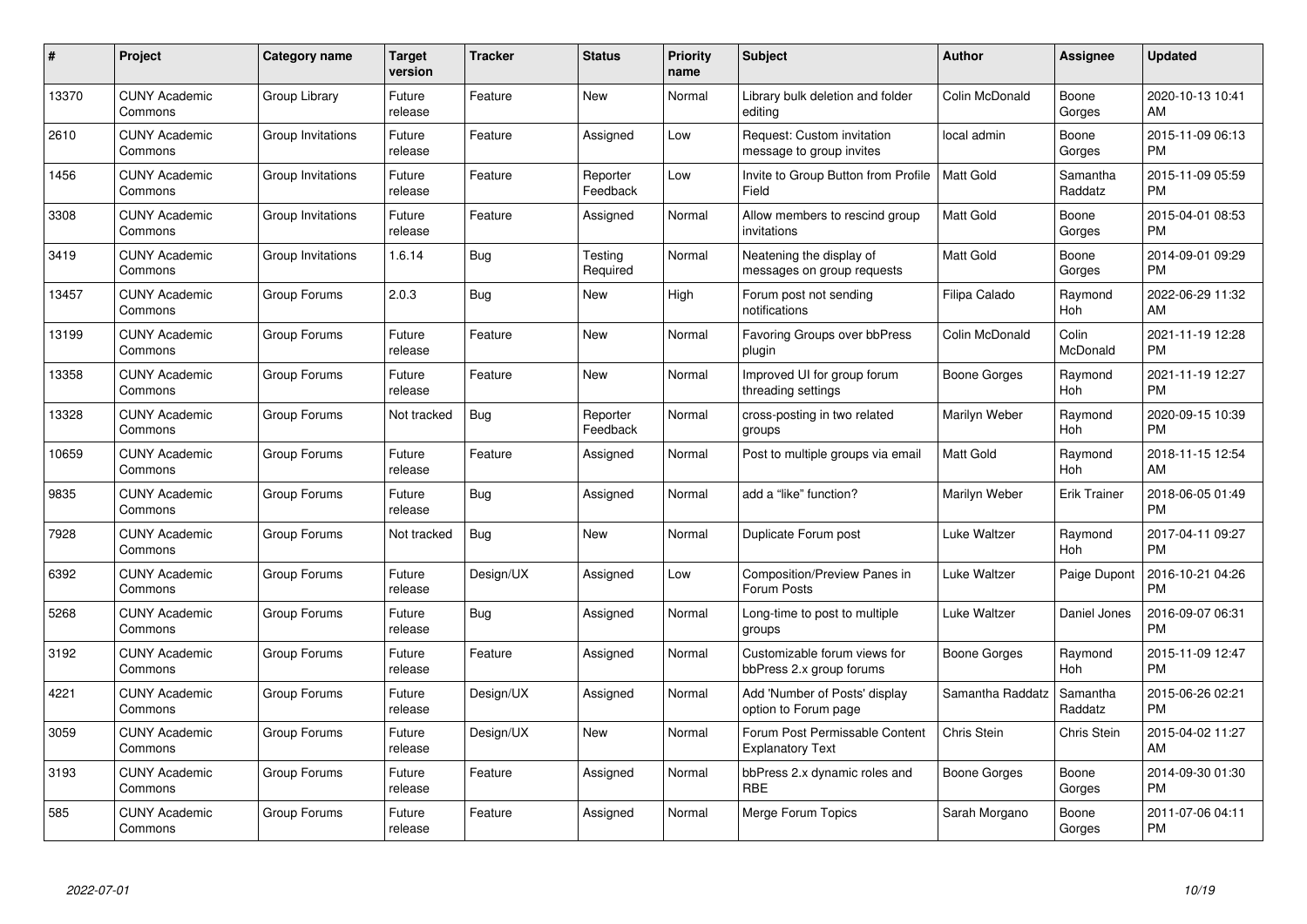| # | Project | Category name | Target version | Tracker | Status | Priority name | Subject | Author | Assignee | Updated |
|---|---|---|---|---|---|---|---|---|---|---|
| 13370 | CUNY Academic Commons | Group Library | Future release | Feature | New | Normal | Library bulk deletion and folder editing | Colin McDonald | Boone Gorges | 2020-10-13 10:41 AM |
| 2610 | CUNY Academic Commons | Group Invitations | Future release | Feature | Assigned | Low | Request: Custom invitation message to group invites | local admin | Boone Gorges | 2015-11-09 06:13 PM |
| 1456 | CUNY Academic Commons | Group Invitations | Future release | Feature | Reporter Feedback | Low | Invite to Group Button from Profile Field | Matt Gold | Samantha Raddatz | 2015-11-09 05:59 PM |
| 3308 | CUNY Academic Commons | Group Invitations | Future release | Feature | Assigned | Normal | Allow members to rescind group invitations | Matt Gold | Boone Gorges | 2015-04-01 08:53 PM |
| 3419 | CUNY Academic Commons | Group Invitations | 1.6.14 | Bug | Testing Required | Normal | Neatening the display of messages on group requests | Matt Gold | Boone Gorges | 2014-09-01 09:29 PM |
| 13457 | CUNY Academic Commons | Group Forums | 2.0.3 | Bug | New | High | Forum post not sending notifications | Filipa Calado | Raymond Hoh | 2022-06-29 11:32 AM |
| 13199 | CUNY Academic Commons | Group Forums | Future release | Feature | New | Normal | Favoring Groups over bbPress plugin | Colin McDonald | Colin McDonald | 2021-11-19 12:28 PM |
| 13358 | CUNY Academic Commons | Group Forums | Future release | Feature | New | Normal | Improved UI for group forum threading settings | Boone Gorges | Raymond Hoh | 2021-11-19 12:27 PM |
| 13328 | CUNY Academic Commons | Group Forums | Not tracked | Bug | Reporter Feedback | Normal | cross-posting in two related groups | Marilyn Weber | Raymond Hoh | 2020-09-15 10:39 PM |
| 10659 | CUNY Academic Commons | Group Forums | Future release | Feature | Assigned | Normal | Post to multiple groups via email | Matt Gold | Raymond Hoh | 2018-11-15 12:54 AM |
| 9835 | CUNY Academic Commons | Group Forums | Future release | Bug | Assigned | Normal | add a "like" function? | Marilyn Weber | Erik Trainer | 2018-06-05 01:49 PM |
| 7928 | CUNY Academic Commons | Group Forums | Not tracked | Bug | New | Normal | Duplicate Forum post | Luke Waltzer | Raymond Hoh | 2017-04-11 09:27 PM |
| 6392 | CUNY Academic Commons | Group Forums | Future release | Design/UX | Assigned | Low | Composition/Preview Panes in Forum Posts | Luke Waltzer | Paige Dupont | 2016-10-21 04:26 PM |
| 5268 | CUNY Academic Commons | Group Forums | Future release | Bug | Assigned | Normal | Long-time to post to multiple groups | Luke Waltzer | Daniel Jones | 2016-09-07 06:31 PM |
| 3192 | CUNY Academic Commons | Group Forums | Future release | Feature | Assigned | Normal | Customizable forum views for bbPress 2.x group forums | Boone Gorges | Raymond Hoh | 2015-11-09 12:47 PM |
| 4221 | CUNY Academic Commons | Group Forums | Future release | Design/UX | Assigned | Normal | Add 'Number of Posts' display option to Forum page | Samantha Raddatz | Samantha Raddatz | 2015-06-26 02:21 PM |
| 3059 | CUNY Academic Commons | Group Forums | Future release | Design/UX | New | Normal | Forum Post Permissable Content Explanatory Text | Chris Stein | Chris Stein | 2015-04-02 11:27 AM |
| 3193 | CUNY Academic Commons | Group Forums | Future release | Feature | Assigned | Normal | bbPress 2.x dynamic roles and RBE | Boone Gorges | Boone Gorges | 2014-09-30 01:30 PM |
| 585 | CUNY Academic Commons | Group Forums | Future release | Feature | Assigned | Normal | Merge Forum Topics | Sarah Morgano | Boone Gorges | 2011-07-06 04:11 PM |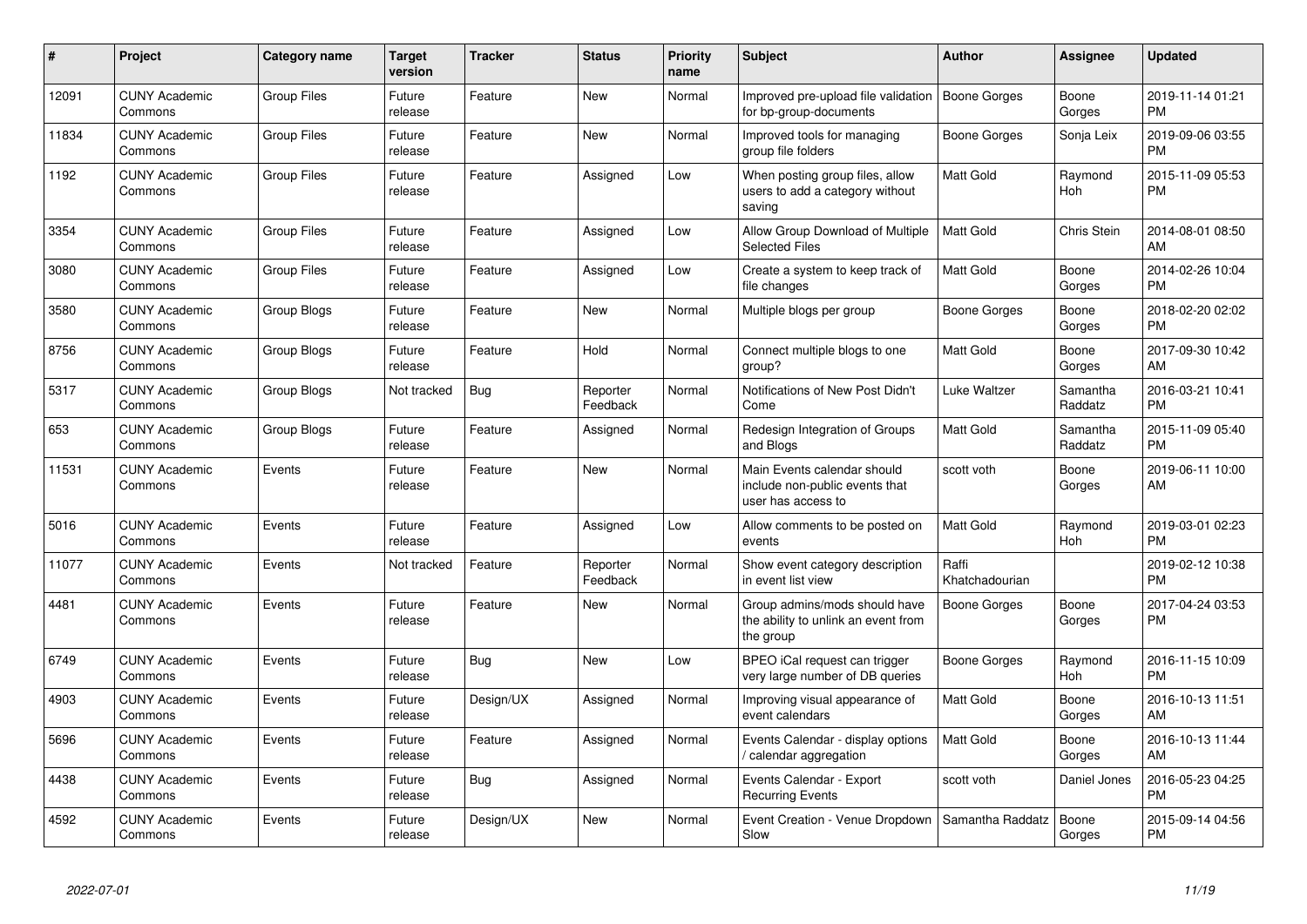| # | Project | Category name | Target version | Tracker | Status | Priority name | Subject | Author | Assignee | Updated |
|---|---|---|---|---|---|---|---|---|---|---|
| 12091 | CUNY Academic Commons | Group Files | Future release | Feature | New | Normal | Improved pre-upload file validation for bp-group-documents | Boone Gorges | Boone Gorges | 2019-11-14 01:21 PM |
| 11834 | CUNY Academic Commons | Group Files | Future release | Feature | New | Normal | Improved tools for managing group file folders | Boone Gorges | Sonja Leix | 2019-09-06 03:55 PM |
| 1192 | CUNY Academic Commons | Group Files | Future release | Feature | Assigned | Low | When posting group files, allow users to add a category without saving | Matt Gold | Raymond Hoh | 2015-11-09 05:53 PM |
| 3354 | CUNY Academic Commons | Group Files | Future release | Feature | Assigned | Low | Allow Group Download of Multiple Selected Files | Matt Gold | Chris Stein | 2014-08-01 08:50 AM |
| 3080 | CUNY Academic Commons | Group Files | Future release | Feature | Assigned | Low | Create a system to keep track of file changes | Matt Gold | Boone Gorges | 2014-02-26 10:04 PM |
| 3580 | CUNY Academic Commons | Group Blogs | Future release | Feature | New | Normal | Multiple blogs per group | Boone Gorges | Boone Gorges | 2018-02-20 02:02 PM |
| 8756 | CUNY Academic Commons | Group Blogs | Future release | Feature | Hold | Normal | Connect multiple blogs to one group? | Matt Gold | Boone Gorges | 2017-09-30 10:42 AM |
| 5317 | CUNY Academic Commons | Group Blogs | Not tracked | Bug | Reporter Feedback | Normal | Notifications of New Post Didn't Come | Luke Waltzer | Samantha Raddatz | 2016-03-21 10:41 PM |
| 653 | CUNY Academic Commons | Group Blogs | Future release | Feature | Assigned | Normal | Redesign Integration of Groups and Blogs | Matt Gold | Samantha Raddatz | 2015-11-09 05:40 PM |
| 11531 | CUNY Academic Commons | Events | Future release | Feature | New | Normal | Main Events calendar should include non-public events that user has access to | scott voth | Boone Gorges | 2019-06-11 10:00 AM |
| 5016 | CUNY Academic Commons | Events | Future release | Feature | Assigned | Low | Allow comments to be posted on events | Matt Gold | Raymond Hoh | 2019-03-01 02:23 PM |
| 11077 | CUNY Academic Commons | Events | Not tracked | Feature | Reporter Feedback | Normal | Show event category description in event list view | Raffi Khatchadourian | | 2019-02-12 10:38 PM |
| 4481 | CUNY Academic Commons | Events | Future release | Feature | New | Normal | Group admins/mods should have the ability to unlink an event from the group | Boone Gorges | Boone Gorges | 2017-04-24 03:53 PM |
| 6749 | CUNY Academic Commons | Events | Future release | Bug | New | Low | BPEO iCal request can trigger very large number of DB queries | Boone Gorges | Raymond Hoh | 2016-11-15 10:09 PM |
| 4903 | CUNY Academic Commons | Events | Future release | Design/UX | Assigned | Normal | Improving visual appearance of event calendars | Matt Gold | Boone Gorges | 2016-10-13 11:51 AM |
| 5696 | CUNY Academic Commons | Events | Future release | Feature | Assigned | Normal | Events Calendar - display options / calendar aggregation | Matt Gold | Boone Gorges | 2016-10-13 11:44 AM |
| 4438 | CUNY Academic Commons | Events | Future release | Bug | Assigned | Normal | Events Calendar - Export Recurring Events | scott voth | Daniel Jones | 2016-05-23 04:25 PM |
| 4592 | CUNY Academic Commons | Events | Future release | Design/UX | New | Normal | Event Creation - Venue Dropdown Slow | Samantha Raddatz | Boone Gorges | 2015-09-14 04:56 PM |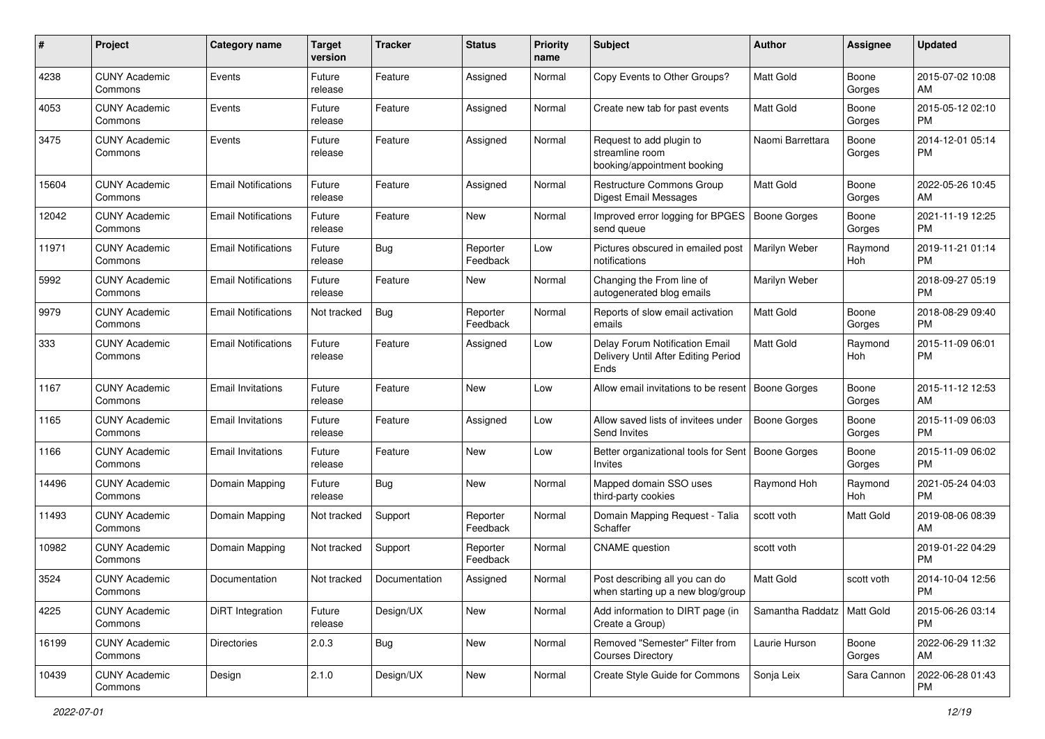| # | Project | Category name | Target version | Tracker | Status | Priority name | Subject | Author | Assignee | Updated |
|---|---|---|---|---|---|---|---|---|---|---|
| 4238 | CUNY Academic Commons | Events | Future release | Feature | Assigned | Normal | Copy Events to Other Groups? | Matt Gold | Boone Gorges | 2015-07-02 10:08 AM |
| 4053 | CUNY Academic Commons | Events | Future release | Feature | Assigned | Normal | Create new tab for past events | Matt Gold | Boone Gorges | 2015-05-12 02:10 PM |
| 3475 | CUNY Academic Commons | Events | Future release | Feature | Assigned | Normal | Request to add plugin to streamline room booking/appointment booking | Naomi Barrettara | Boone Gorges | 2014-12-01 05:14 PM |
| 15604 | CUNY Academic Commons | Email Notifications | Future release | Feature | Assigned | Normal | Restructure Commons Group Digest Email Messages | Matt Gold | Boone Gorges | 2022-05-26 10:45 AM |
| 12042 | CUNY Academic Commons | Email Notifications | Future release | Feature | New | Normal | Improved error logging for BPGES send queue | Boone Gorges | Boone Gorges | 2021-11-19 12:25 PM |
| 11971 | CUNY Academic Commons | Email Notifications | Future release | Bug | Reporter Feedback | Low | Pictures obscured in emailed post notifications | Marilyn Weber | Raymond Hoh | 2019-11-21 01:14 PM |
| 5992 | CUNY Academic Commons | Email Notifications | Future release | Feature | New | Normal | Changing the From line of autogenerated blog emails | Marilyn Weber | | 2018-09-27 05:19 PM |
| 9979 | CUNY Academic Commons | Email Notifications | Not tracked | Bug | Reporter Feedback | Normal | Reports of slow email activation emails | Matt Gold | Boone Gorges | 2018-08-29 09:40 PM |
| 333 | CUNY Academic Commons | Email Notifications | Future release | Feature | Assigned | Low | Delay Forum Notification Email Delivery Until After Editing Period Ends | Matt Gold | Raymond Hoh | 2015-11-09 06:01 PM |
| 1167 | CUNY Academic Commons | Email Invitations | Future release | Feature | New | Low | Allow email invitations to be resent | Boone Gorges | Boone Gorges | 2015-11-12 12:53 AM |
| 1165 | CUNY Academic Commons | Email Invitations | Future release | Feature | Assigned | Low | Allow saved lists of invitees under Send Invites | Boone Gorges | Boone Gorges | 2015-11-09 06:03 PM |
| 1166 | CUNY Academic Commons | Email Invitations | Future release | Feature | New | Low | Better organizational tools for Sent Invites | Boone Gorges | Boone Gorges | 2015-11-09 06:02 PM |
| 14496 | CUNY Academic Commons | Domain Mapping | Future release | Bug | New | Normal | Mapped domain SSO uses third-party cookies | Raymond Hoh | Raymond Hoh | 2021-05-24 04:03 PM |
| 11493 | CUNY Academic Commons | Domain Mapping | Not tracked | Support | Reporter Feedback | Normal | Domain Mapping Request - Talia Schaffer | scott voth | Matt Gold | 2019-08-06 08:39 AM |
| 10982 | CUNY Academic Commons | Domain Mapping | Not tracked | Support | Reporter Feedback | Normal | CNAME question | scott voth | | 2019-01-22 04:29 PM |
| 3524 | CUNY Academic Commons | Documentation | Not tracked | Documentation | Assigned | Normal | Post describing all you can do when starting up a new blog/group | Matt Gold | scott voth | 2014-10-04 12:56 PM |
| 4225 | CUNY Academic Commons | DiRT Integration | Future release | Design/UX | New | Normal | Add information to DIRT page (in Create a Group) | Samantha Raddatz | Matt Gold | 2015-06-26 03:14 PM |
| 16199 | CUNY Academic Commons | Directories | 2.0.3 | Bug | New | Normal | Removed "Semester" Filter from Courses Directory | Laurie Hurson | Boone Gorges | 2022-06-29 11:32 AM |
| 10439 | CUNY Academic Commons | Design | 2.1.0 | Design/UX | New | Normal | Create Style Guide for Commons | Sonja Leix | Sara Cannon | 2022-06-28 01:43 PM |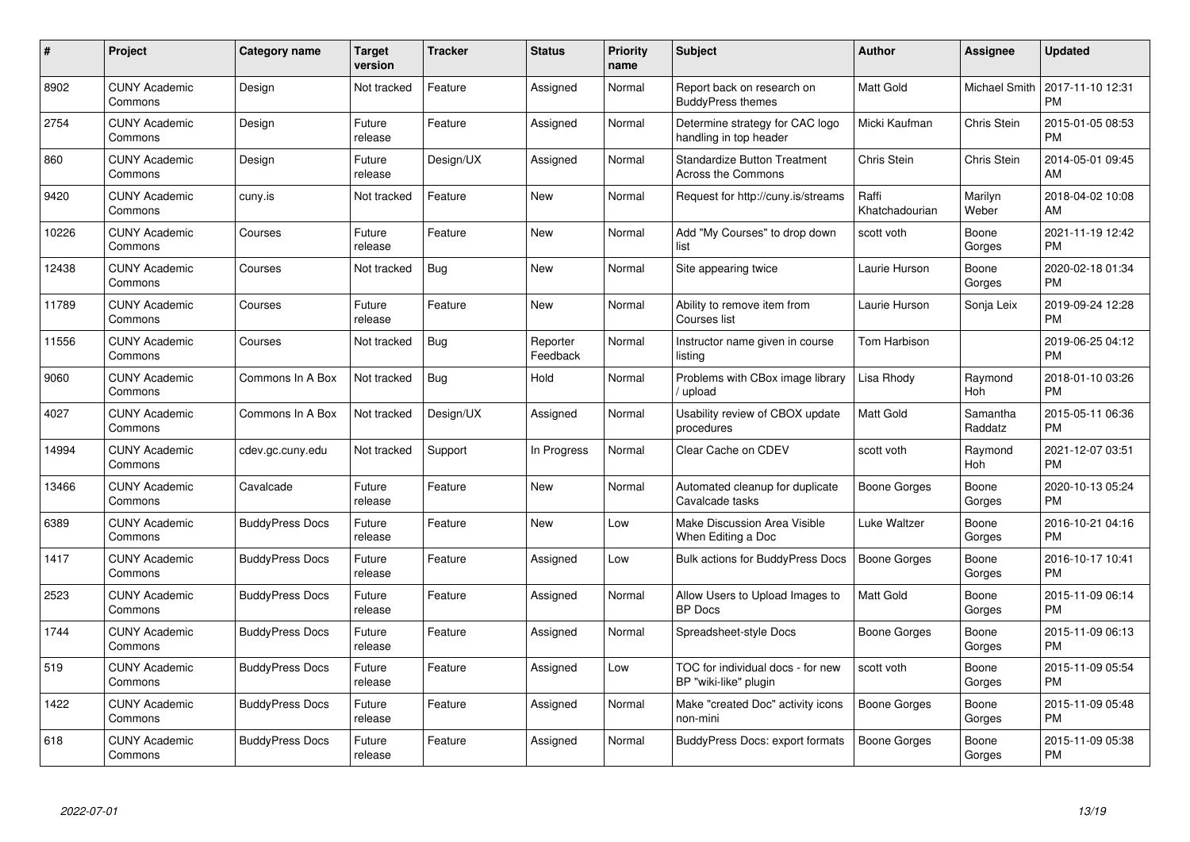| # | Project | Category name | Target version | Tracker | Status | Priority name | Subject | Author | Assignee | Updated |
|---|---|---|---|---|---|---|---|---|---|---|
| 8902 | CUNY Academic Commons | Design | Not tracked | Feature | Assigned | Normal | Report back on research on BuddyPress themes | Matt Gold | Michael Smith | 2017-11-10 12:31 PM |
| 2754 | CUNY Academic Commons | Design | Future release | Feature | Assigned | Normal | Determine strategy for CAC logo handling in top header | Micki Kaufman | Chris Stein | 2015-01-05 08:53 PM |
| 860 | CUNY Academic Commons | Design | Future release | Design/UX | Assigned | Normal | Standardize Button Treatment Across the Commons | Chris Stein | Chris Stein | 2014-05-01 09:45 AM |
| 9420 | CUNY Academic Commons | cuny.is | Not tracked | Feature | New | Normal | Request for http://cuny.is/streams | Raffi Khatchadourian | Marilyn Weber | 2018-04-02 10:08 AM |
| 10226 | CUNY Academic Commons | Courses | Future release | Feature | New | Normal | Add "My Courses" to drop down list | scott voth | Boone Gorges | 2021-11-19 12:42 PM |
| 12438 | CUNY Academic Commons | Courses | Not tracked | Bug | New | Normal | Site appearing twice | Laurie Hurson | Boone Gorges | 2020-02-18 01:34 PM |
| 11789 | CUNY Academic Commons | Courses | Future release | Feature | New | Normal | Ability to remove item from Courses list | Laurie Hurson | Sonja Leix | 2019-09-24 12:28 PM |
| 11556 | CUNY Academic Commons | Courses | Not tracked | Bug | Reporter Feedback | Normal | Instructor name given in course listing | Tom Harbison | | 2019-06-25 04:12 PM |
| 9060 | CUNY Academic Commons | Commons In A Box | Not tracked | Bug | Hold | Normal | Problems with CBox image library / upload | Lisa Rhody | Raymond Hoh | 2018-01-10 03:26 PM |
| 4027 | CUNY Academic Commons | Commons In A Box | Not tracked | Design/UX | Assigned | Normal | Usability review of CBOX update procedures | Matt Gold | Samantha Raddatz | 2015-05-11 06:36 PM |
| 14994 | CUNY Academic Commons | cdev.gc.cuny.edu | Not tracked | Support | In Progress | Normal | Clear Cache on CDEV | scott voth | Raymond Hoh | 2021-12-07 03:51 PM |
| 13466 | CUNY Academic Commons | Cavalcade | Future release | Feature | New | Normal | Automated cleanup for duplicate Cavalcade tasks | Boone Gorges | Boone Gorges | 2020-10-13 05:24 PM |
| 6389 | CUNY Academic Commons | BuddyPress Docs | Future release | Feature | New | Low | Make Discussion Area Visible When Editing a Doc | Luke Waltzer | Boone Gorges | 2016-10-21 04:16 PM |
| 1417 | CUNY Academic Commons | BuddyPress Docs | Future release | Feature | Assigned | Low | Bulk actions for BuddyPress Docs | Boone Gorges | Boone Gorges | 2016-10-17 10:41 PM |
| 2523 | CUNY Academic Commons | BuddyPress Docs | Future release | Feature | Assigned | Normal | Allow Users to Upload Images to BP Docs | Matt Gold | Boone Gorges | 2015-11-09 06:14 PM |
| 1744 | CUNY Academic Commons | BuddyPress Docs | Future release | Feature | Assigned | Normal | Spreadsheet-style Docs | Boone Gorges | Boone Gorges | 2015-11-09 06:13 PM |
| 519 | CUNY Academic Commons | BuddyPress Docs | Future release | Feature | Assigned | Low | TOC for individual docs - for new BP "wiki-like" plugin | scott voth | Boone Gorges | 2015-11-09 05:54 PM |
| 1422 | CUNY Academic Commons | BuddyPress Docs | Future release | Feature | Assigned | Normal | Make "created Doc" activity icons non-mini | Boone Gorges | Boone Gorges | 2015-11-09 05:48 PM |
| 618 | CUNY Academic Commons | BuddyPress Docs | Future release | Feature | Assigned | Normal | BuddyPress Docs: export formats | Boone Gorges | Boone Gorges | 2015-11-09 05:38 PM |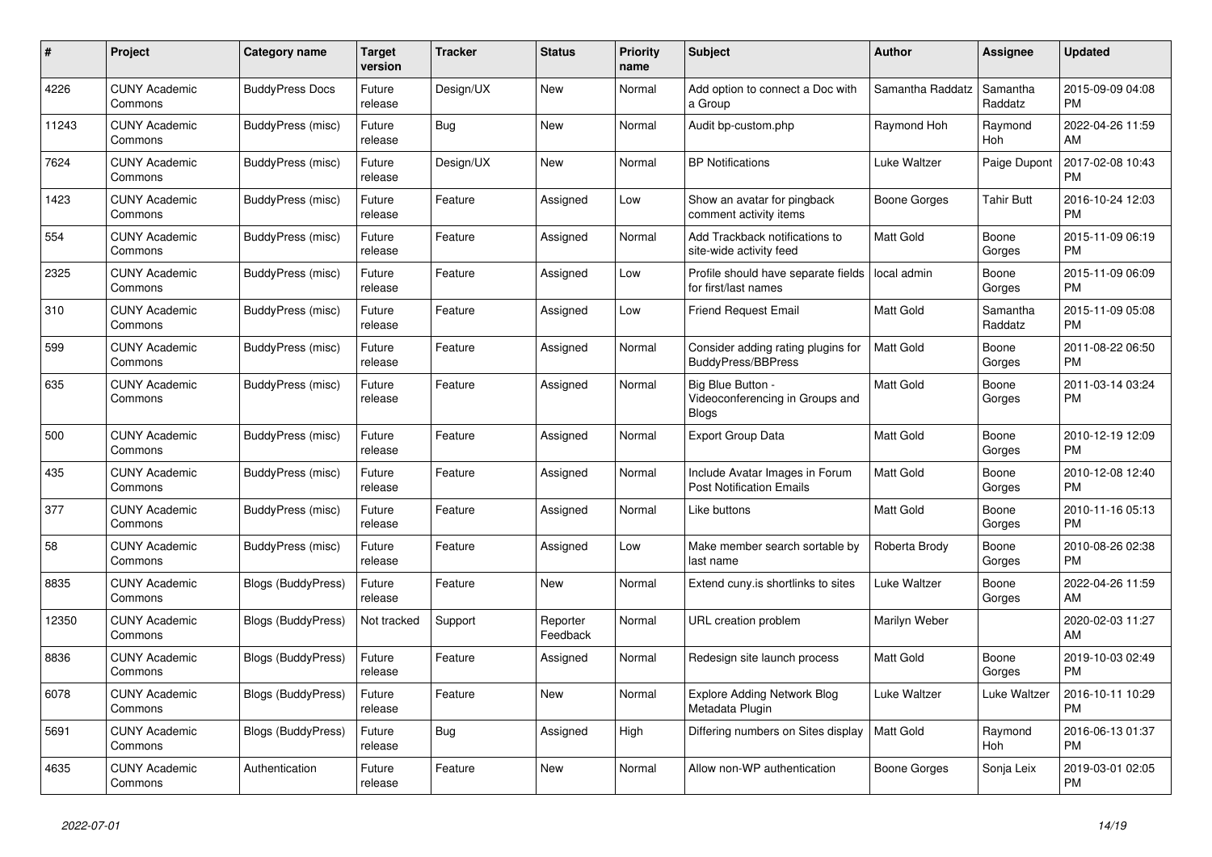| # | Project | Category name | Target version | Tracker | Status | Priority name | Subject | Author | Assignee | Updated |
|---|---|---|---|---|---|---|---|---|---|---|
| 4226 | CUNY Academic Commons | BuddyPress Docs | Future release | Design/UX | New | Normal | Add option to connect a Doc with a Group | Samantha Raddatz | Samantha Raddatz | 2015-09-09 04:08 PM |
| 11243 | CUNY Academic Commons | BuddyPress (misc) | Future release | Bug | New | Normal | Audit bp-custom.php | Raymond Hoh | Raymond Hoh | 2022-04-26 11:59 AM |
| 7624 | CUNY Academic Commons | BuddyPress (misc) | Future release | Design/UX | New | Normal | BP Notifications | Luke Waltzer | Paige Dupont | 2017-02-08 10:43 PM |
| 1423 | CUNY Academic Commons | BuddyPress (misc) | Future release | Feature | Assigned | Low | Show an avatar for pingback comment activity items | Boone Gorges | Tahir Butt | 2016-10-24 12:03 PM |
| 554 | CUNY Academic Commons | BuddyPress (misc) | Future release | Feature | Assigned | Normal | Add Trackback notifications to site-wide activity feed | Matt Gold | Boone Gorges | 2015-11-09 06:19 PM |
| 2325 | CUNY Academic Commons | BuddyPress (misc) | Future release | Feature | Assigned | Low | Profile should have separate fields for first/last names | local admin | Boone Gorges | 2015-11-09 06:09 PM |
| 310 | CUNY Academic Commons | BuddyPress (misc) | Future release | Feature | Assigned | Low | Friend Request Email | Matt Gold | Samantha Raddatz | 2015-11-09 05:08 PM |
| 599 | CUNY Academic Commons | BuddyPress (misc) | Future release | Feature | Assigned | Normal | Consider adding rating plugins for BuddyPress/BBPress | Matt Gold | Boone Gorges | 2011-08-22 06:50 PM |
| 635 | CUNY Academic Commons | BuddyPress (misc) | Future release | Feature | Assigned | Normal | Big Blue Button - Videoconferencing in Groups and Blogs | Matt Gold | Boone Gorges | 2011-03-14 03:24 PM |
| 500 | CUNY Academic Commons | BuddyPress (misc) | Future release | Feature | Assigned | Normal | Export Group Data | Matt Gold | Boone Gorges | 2010-12-19 12:09 PM |
| 435 | CUNY Academic Commons | BuddyPress (misc) | Future release | Feature | Assigned | Normal | Include Avatar Images in Forum Post Notification Emails | Matt Gold | Boone Gorges | 2010-12-08 12:40 PM |
| 377 | CUNY Academic Commons | BuddyPress (misc) | Future release | Feature | Assigned | Normal | Like buttons | Matt Gold | Boone Gorges | 2010-11-16 05:13 PM |
| 58 | CUNY Academic Commons | BuddyPress (misc) | Future release | Feature | Assigned | Low | Make member search sortable by last name | Roberta Brody | Boone Gorges | 2010-08-26 02:38 PM |
| 8835 | CUNY Academic Commons | Blogs (BuddyPress) | Future release | Feature | New | Normal | Extend cuny.is shortlinks to sites | Luke Waltzer | Boone Gorges | 2022-04-26 11:59 AM |
| 12350 | CUNY Academic Commons | Blogs (BuddyPress) | Not tracked | Support | Reporter Feedback | Normal | URL creation problem | Marilyn Weber | | 2020-02-03 11:27 AM |
| 8836 | CUNY Academic Commons | Blogs (BuddyPress) | Future release | Feature | Assigned | Normal | Redesign site launch process | Matt Gold | Boone Gorges | 2019-10-03 02:49 PM |
| 6078 | CUNY Academic Commons | Blogs (BuddyPress) | Future release | Feature | New | Normal | Explore Adding Network Blog Metadata Plugin | Luke Waltzer | Luke Waltzer | 2016-10-11 10:29 PM |
| 5691 | CUNY Academic Commons | Blogs (BuddyPress) | Future release | Bug | Assigned | High | Differing numbers on Sites display | Matt Gold | Raymond Hoh | 2016-06-13 01:37 PM |
| 4635 | CUNY Academic Commons | Authentication | Future release | Feature | New | Normal | Allow non-WP authentication | Boone Gorges | Sonja Leix | 2019-03-01 02:05 PM |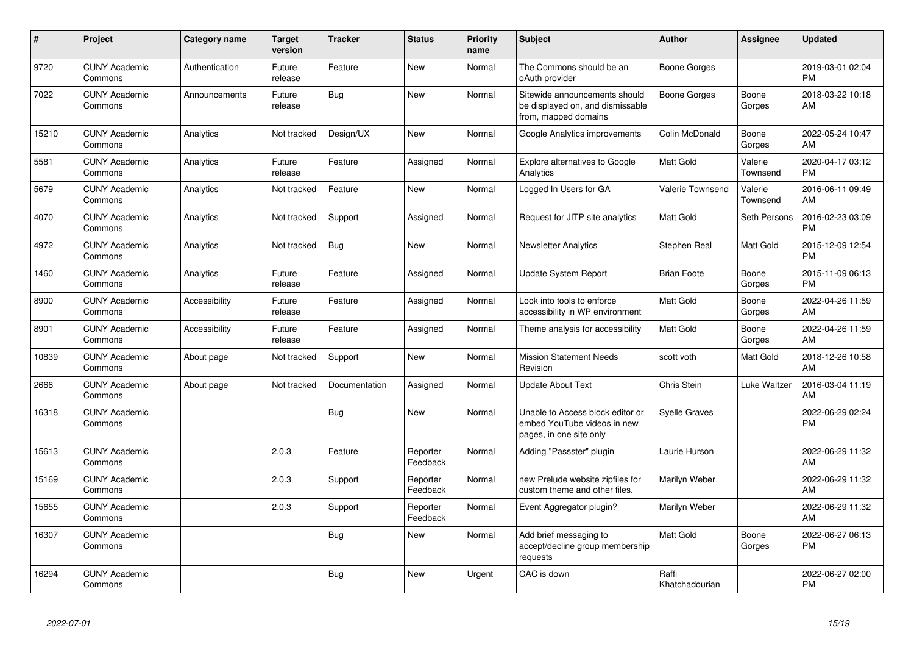| # | Project | Category name | Target version | Tracker | Status | Priority name | Subject | Author | Assignee | Updated |
|---|---|---|---|---|---|---|---|---|---|---|
| 9720 | CUNY Academic Commons | Authentication | Future release | Feature | New | Normal | The Commons should be an oAuth provider | Boone Gorges | | 2019-03-01 02:04 PM |
| 7022 | CUNY Academic Commons | Announcements | Future release | Bug | New | Normal | Sitewide announcements should be displayed on, and dismissable from, mapped domains | Boone Gorges | Boone Gorges | 2018-03-22 10:18 AM |
| 15210 | CUNY Academic Commons | Analytics | Not tracked | Design/UX | New | Normal | Google Analytics improvements | Colin McDonald | Boone Gorges | 2022-05-24 10:47 AM |
| 5581 | CUNY Academic Commons | Analytics | Future release | Feature | Assigned | Normal | Explore alternatives to Google Analytics | Matt Gold | Valerie Townsend | 2020-04-17 03:12 PM |
| 5679 | CUNY Academic Commons | Analytics | Not tracked | Feature | New | Normal | Logged In Users for GA | Valerie Townsend | Valerie Townsend | 2016-06-11 09:49 AM |
| 4070 | CUNY Academic Commons | Analytics | Not tracked | Support | Assigned | Normal | Request for JITP site analytics | Matt Gold | Seth Persons | 2016-02-23 03:09 PM |
| 4972 | CUNY Academic Commons | Analytics | Not tracked | Bug | New | Normal | Newsletter Analytics | Stephen Real | Matt Gold | 2015-12-09 12:54 PM |
| 1460 | CUNY Academic Commons | Analytics | Future release | Feature | Assigned | Normal | Update System Report | Brian Foote | Boone Gorges | 2015-11-09 06:13 PM |
| 8900 | CUNY Academic Commons | Accessibility | Future release | Feature | Assigned | Normal | Look into tools to enforce accessibility in WP environment | Matt Gold | Boone Gorges | 2022-04-26 11:59 AM |
| 8901 | CUNY Academic Commons | Accessibility | Future release | Feature | Assigned | Normal | Theme analysis for accessibility | Matt Gold | Boone Gorges | 2022-04-26 11:59 AM |
| 10839 | CUNY Academic Commons | About page | Not tracked | Support | New | Normal | Mission Statement Needs Revision | scott voth | Matt Gold | 2018-12-26 10:58 AM |
| 2666 | CUNY Academic Commons | About page | Not tracked | Documentation | Assigned | Normal | Update About Text | Chris Stein | Luke Waltzer | 2016-03-04 11:19 AM |
| 16318 | CUNY Academic Commons | | | Bug | New | Normal | Unable to Access block editor or embed YouTube videos in new pages, in one site only | Syelle Graves | | 2022-06-29 02:24 PM |
| 15613 | CUNY Academic Commons | | 2.0.3 | Feature | Reporter Feedback | Normal | Adding "Passster" plugin | Laurie Hurson | | 2022-06-29 11:32 AM |
| 15169 | CUNY Academic Commons | | 2.0.3 | Support | Reporter Feedback | Normal | new Prelude website zipfiles for custom theme and other files. | Marilyn Weber | | 2022-06-29 11:32 AM |
| 15655 | CUNY Academic Commons | | 2.0.3 | Support | Reporter Feedback | Normal | Event Aggregator plugin? | Marilyn Weber | | 2022-06-29 11:32 AM |
| 16307 | CUNY Academic Commons | | | Bug | New | Normal | Add brief messaging to accept/decline group membership requests | Matt Gold | Boone Gorges | 2022-06-27 06:13 PM |
| 16294 | CUNY Academic Commons | | | Bug | New | Urgent | CAC is down | Raffi Khatchadourian | | 2022-06-27 02:00 PM |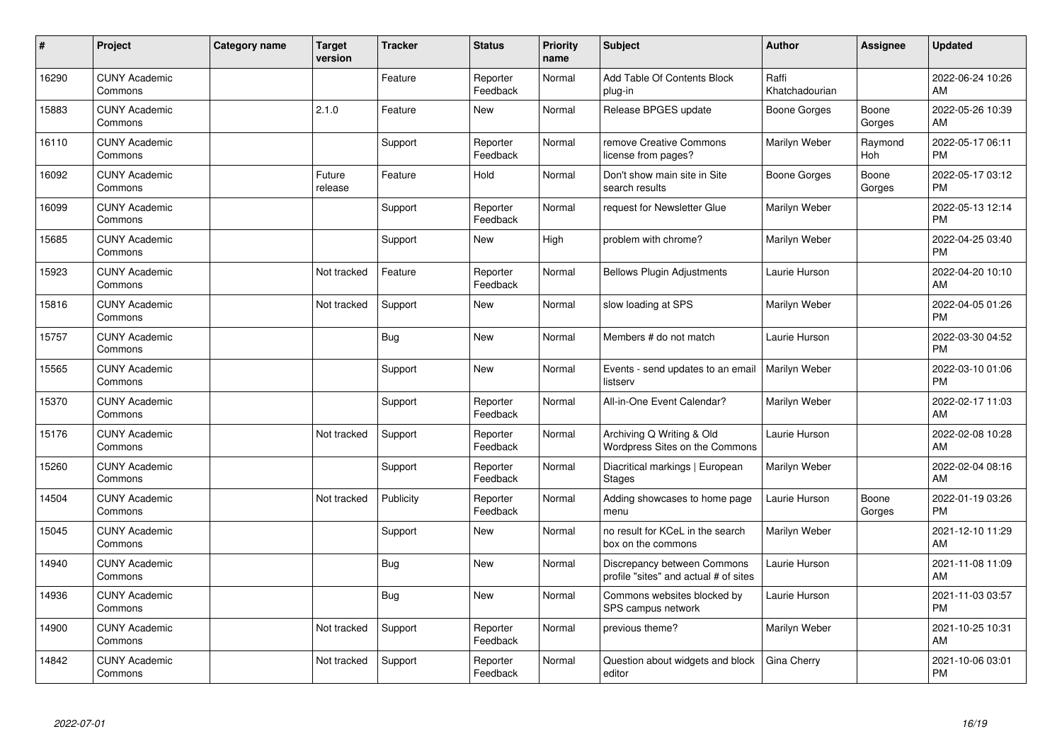| # | Project | Category name | Target version | Tracker | Status | Priority name | Subject | Author | Assignee | Updated |
|---|---|---|---|---|---|---|---|---|---|---|
| 16290 | CUNY Academic Commons | | | Feature | Reporter Feedback | Normal | Add Table Of Contents Block plug-in | Raffi Khatchadourian | | 2022-06-24 10:26 AM |
| 15883 | CUNY Academic Commons | | 2.1.0 | Feature | New | Normal | Release BPGES update | Boone Gorges | Boone Gorges | 2022-05-26 10:39 AM |
| 16110 | CUNY Academic Commons | | | Support | Reporter Feedback | Normal | remove Creative Commons license from pages? | Marilyn Weber | Raymond Hoh | 2022-05-17 06:11 PM |
| 16092 | CUNY Academic Commons | | Future release | Feature | Hold | Normal | Don't show main site in Site search results | Boone Gorges | Boone Gorges | 2022-05-17 03:12 PM |
| 16099 | CUNY Academic Commons | | | Support | Reporter Feedback | Normal | request for Newsletter Glue | Marilyn Weber | | 2022-05-13 12:14 PM |
| 15685 | CUNY Academic Commons | | | Support | New | High | problem with chrome? | Marilyn Weber | | 2022-04-25 03:40 PM |
| 15923 | CUNY Academic Commons | | Not tracked | Feature | Reporter Feedback | Normal | Bellows Plugin Adjustments | Laurie Hurson | | 2022-04-20 10:10 AM |
| 15816 | CUNY Academic Commons | | Not tracked | Support | New | Normal | slow loading at SPS | Marilyn Weber | | 2022-04-05 01:26 PM |
| 15757 | CUNY Academic Commons | | | Bug | New | Normal | Members # do not match | Laurie Hurson | | 2022-03-30 04:52 PM |
| 15565 | CUNY Academic Commons | | | Support | New | Normal | Events - send updates to an email listserv | Marilyn Weber | | 2022-03-10 01:06 PM |
| 15370 | CUNY Academic Commons | | | Support | Reporter Feedback | Normal | All-in-One Event Calendar? | Marilyn Weber | | 2022-02-17 11:03 AM |
| 15176 | CUNY Academic Commons | | Not tracked | Support | Reporter Feedback | Normal | Archiving Q Writing & Old Wordpress Sites on the Commons | Laurie Hurson | | 2022-02-08 10:28 AM |
| 15260 | CUNY Academic Commons | | | Support | Reporter Feedback | Normal | Diacritical markings \| European Stages | Marilyn Weber | | 2022-02-04 08:16 AM |
| 14504 | CUNY Academic Commons | | Not tracked | Publicity | Reporter Feedback | Normal | Adding showcases to home page menu | Laurie Hurson | Boone Gorges | 2022-01-19 03:26 PM |
| 15045 | CUNY Academic Commons | | | Support | New | Normal | no result for KCeL in the search box on the commons | Marilyn Weber | | 2021-12-10 11:29 AM |
| 14940 | CUNY Academic Commons | | | Bug | New | Normal | Discrepancy between Commons profile "sites" and actual # of sites | Laurie Hurson | | 2021-11-08 11:09 AM |
| 14936 | CUNY Academic Commons | | | Bug | New | Normal | Commons websites blocked by SPS campus network | Laurie Hurson | | 2021-11-03 03:57 PM |
| 14900 | CUNY Academic Commons | | Not tracked | Support | Reporter Feedback | Normal | previous theme? | Marilyn Weber | | 2021-10-25 10:31 AM |
| 14842 | CUNY Academic Commons | | Not tracked | Support | Reporter Feedback | Normal | Question about widgets and block editor | Gina Cherry | | 2021-10-06 03:01 PM |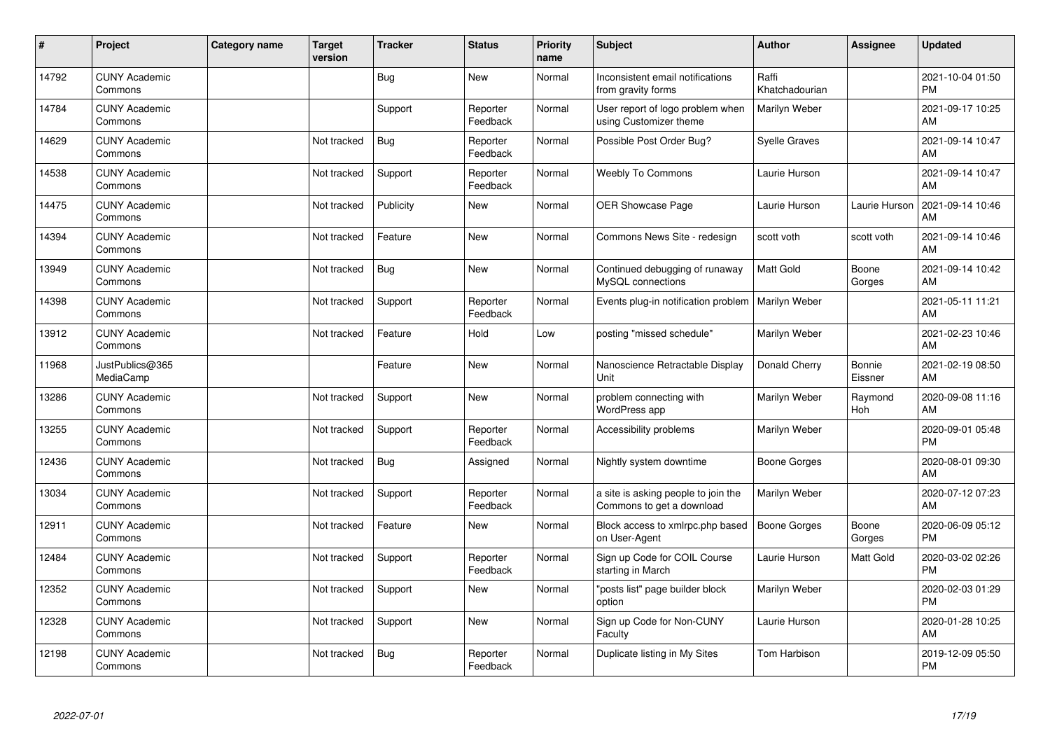| # | Project | Category name | Target version | Tracker | Status | Priority name | Subject | Author | Assignee | Updated |
|---|---|---|---|---|---|---|---|---|---|---|
| 14792 | CUNY Academic Commons | | | Bug | New | Normal | Inconsistent email notifications from gravity forms | Raffi Khatchadourian | | 2021-10-04 01:50 PM |
| 14784 | CUNY Academic Commons | | | Support | Reporter Feedback | Normal | User report of logo problem when using Customizer theme | Marilyn Weber | | 2021-09-17 10:25 AM |
| 14629 | CUNY Academic Commons | | Not tracked | Bug | Reporter Feedback | Normal | Possible Post Order Bug? | Syelle Graves | | 2021-09-14 10:47 AM |
| 14538 | CUNY Academic Commons | | Not tracked | Support | Reporter Feedback | Normal | Weebly To Commons | Laurie Hurson | | 2021-09-14 10:47 AM |
| 14475 | CUNY Academic Commons | | Not tracked | Publicity | New | Normal | OER Showcase Page | Laurie Hurson | Laurie Hurson | 2021-09-14 10:46 AM |
| 14394 | CUNY Academic Commons | | Not tracked | Feature | New | Normal | Commons News Site - redesign | scott voth | scott voth | 2021-09-14 10:46 AM |
| 13949 | CUNY Academic Commons | | Not tracked | Bug | New | Normal | Continued debugging of runaway MySQL connections | Matt Gold | Boone Gorges | 2021-09-14 10:42 AM |
| 14398 | CUNY Academic Commons | | Not tracked | Support | Reporter Feedback | Normal | Events plug-in notification problem | Marilyn Weber | | 2021-05-11 11:21 AM |
| 13912 | CUNY Academic Commons | | Not tracked | Feature | Hold | Low | posting "missed schedule" | Marilyn Weber | | 2021-02-23 10:46 AM |
| 11968 | JustPublics@365 MediaCamp | | | Feature | New | Normal | Nanoscience Retractable Display Unit | Donald Cherry | Bonnie Eissner | 2021-02-19 08:50 AM |
| 13286 | CUNY Academic Commons | | Not tracked | Support | New | Normal | problem connecting with WordPress app | Marilyn Weber | Raymond Hoh | 2020-09-08 11:16 AM |
| 13255 | CUNY Academic Commons | | Not tracked | Support | Reporter Feedback | Normal | Accessibility problems | Marilyn Weber | | 2020-09-01 05:48 PM |
| 12436 | CUNY Academic Commons | | Not tracked | Bug | Assigned | Normal | Nightly system downtime | Boone Gorges | | 2020-08-01 09:30 AM |
| 13034 | CUNY Academic Commons | | Not tracked | Support | Reporter Feedback | Normal | a site is asking people to join the Commons to get a download | Marilyn Weber | | 2020-07-12 07:23 AM |
| 12911 | CUNY Academic Commons | | Not tracked | Feature | New | Normal | Block access to xmlrpc.php based on User-Agent | Boone Gorges | Boone Gorges | 2020-06-09 05:12 PM |
| 12484 | CUNY Academic Commons | | Not tracked | Support | Reporter Feedback | Normal | Sign up Code for COIL Course starting in March | Laurie Hurson | Matt Gold | 2020-03-02 02:26 PM |
| 12352 | CUNY Academic Commons | | Not tracked | Support | New | Normal | "posts list" page builder block option | Marilyn Weber | | 2020-02-03 01:29 PM |
| 12328 | CUNY Academic Commons | | Not tracked | Support | New | Normal | Sign up Code for Non-CUNY Faculty | Laurie Hurson | | 2020-01-28 10:25 AM |
| 12198 | CUNY Academic Commons | | Not tracked | Bug | Reporter Feedback | Normal | Duplicate listing in My Sites | Tom Harbison | | 2019-12-09 05:50 PM |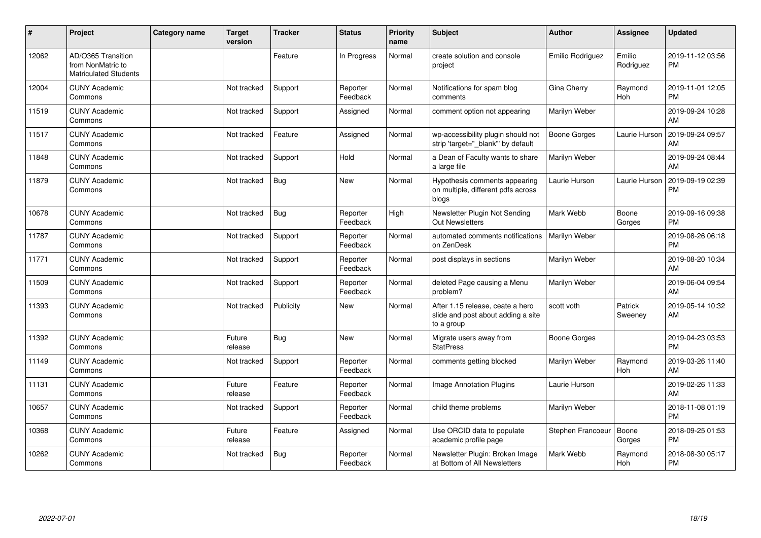| # | Project | Category name | Target version | Tracker | Status | Priority name | Subject | Author | Assignee | Updated |
|---|---|---|---|---|---|---|---|---|---|---|
| 12062 | AD/O365 Transition from NonMatric to Matriculated Students | | | Feature | In Progress | Normal | create solution and console project | Emilio Rodriguez | Emilio Rodriguez | 2019-11-12 03:56 PM |
| 12004 | CUNY Academic Commons | | Not tracked | Support | Reporter Feedback | Normal | Notifications for spam blog comments | Gina Cherry | Raymond Hoh | 2019-11-01 12:05 PM |
| 11519 | CUNY Academic Commons | | Not tracked | Support | Assigned | Normal | comment option not appearing | Marilyn Weber | | 2019-09-24 10:28 AM |
| 11517 | CUNY Academic Commons | | Not tracked | Feature | Assigned | Normal | wp-accessibility plugin should not strip 'target="_blank"' by default | Boone Gorges | Laurie Hurson | 2019-09-24 09:57 AM |
| 11848 | CUNY Academic Commons | | Not tracked | Support | Hold | Normal | a Dean of Faculty wants to share a large file | Marilyn Weber | | 2019-09-24 08:44 AM |
| 11879 | CUNY Academic Commons | | Not tracked | Bug | New | Normal | Hypothesis comments appearing on multiple, different pdfs across blogs | Laurie Hurson | Laurie Hurson | 2019-09-19 02:39 PM |
| 10678 | CUNY Academic Commons | | Not tracked | Bug | Reporter Feedback | High | Newsletter Plugin Not Sending Out Newsletters | Mark Webb | Boone Gorges | 2019-09-16 09:38 PM |
| 11787 | CUNY Academic Commons | | Not tracked | Support | Reporter Feedback | Normal | automated comments notifications on ZenDesk | Marilyn Weber | | 2019-08-26 06:18 PM |
| 11771 | CUNY Academic Commons | | Not tracked | Support | Reporter Feedback | Normal | post displays in sections | Marilyn Weber | | 2019-08-20 10:34 AM |
| 11509 | CUNY Academic Commons | | Not tracked | Support | Reporter Feedback | Normal | deleted Page causing a Menu problem? | Marilyn Weber | | 2019-06-04 09:54 AM |
| 11393 | CUNY Academic Commons | | Not tracked | Publicity | New | Normal | After 1.15 release, ceate a hero slide and post about adding a site to a group | scott voth | Patrick Sweeney | 2019-05-14 10:32 AM |
| 11392 | CUNY Academic Commons | | Future release | Bug | New | Normal | Migrate users away from StatPress | Boone Gorges | | 2019-04-23 03:53 PM |
| 11149 | CUNY Academic Commons | | Not tracked | Support | Reporter Feedback | Normal | comments getting blocked | Marilyn Weber | Raymond Hoh | 2019-03-26 11:40 AM |
| 11131 | CUNY Academic Commons | | Future release | Feature | Reporter Feedback | Normal | Image Annotation Plugins | Laurie Hurson | | 2019-02-26 11:33 AM |
| 10657 | CUNY Academic Commons | | Not tracked | Support | Reporter Feedback | Normal | child theme problems | Marilyn Weber | | 2018-11-08 01:19 PM |
| 10368 | CUNY Academic Commons | | Future release | Feature | Assigned | Normal | Use ORCID data to populate academic profile page | Stephen Francoeur | Boone Gorges | 2018-09-25 01:53 PM |
| 10262 | CUNY Academic Commons | | Not tracked | Bug | Reporter Feedback | Normal | Newsletter Plugin: Broken Image at Bottom of All Newsletters | Mark Webb | Raymond Hoh | 2018-08-30 05:17 PM |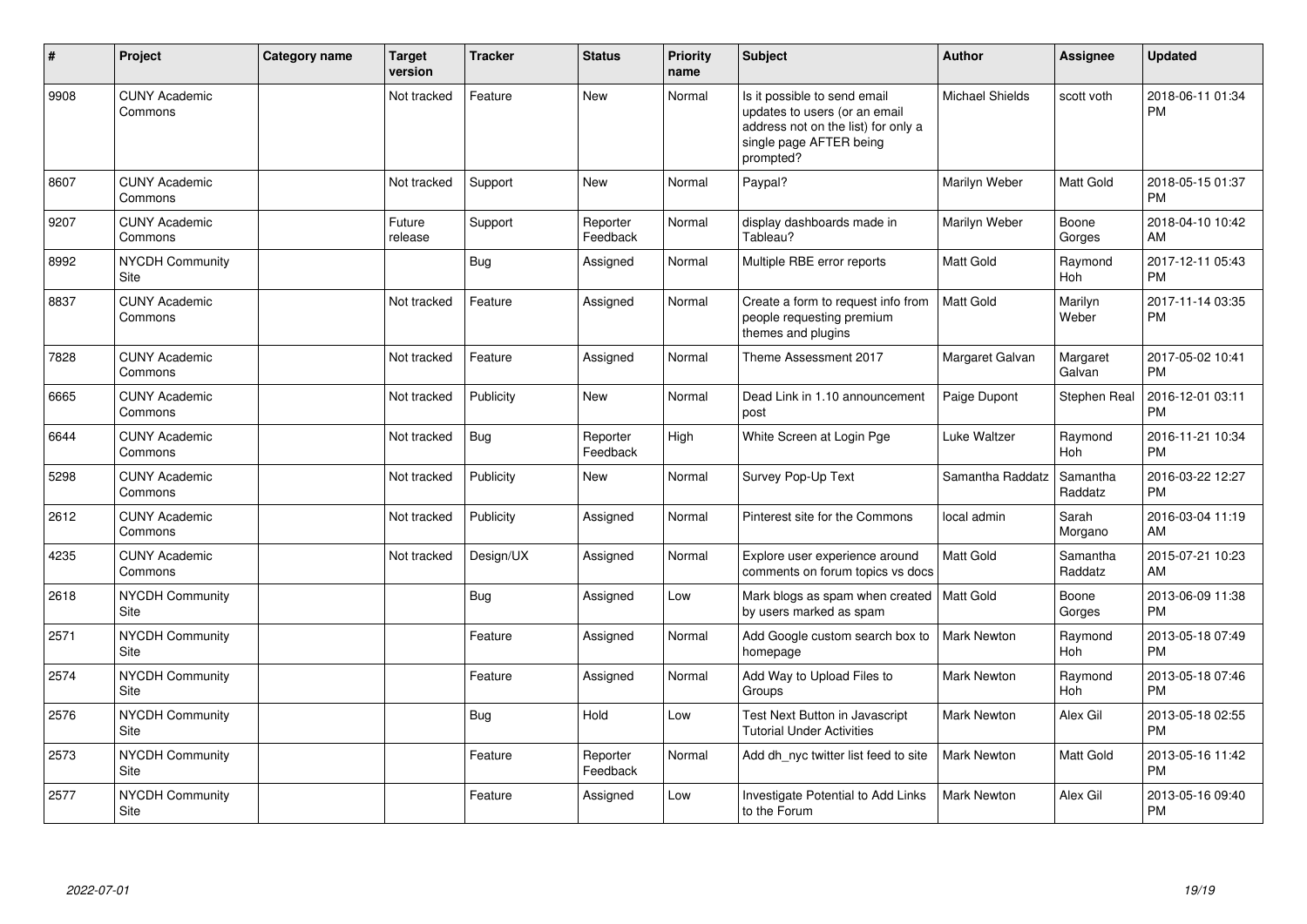| # | Project | Category name | Target version | Tracker | Status | Priority name | Subject | Author | Assignee | Updated |
|---|---|---|---|---|---|---|---|---|---|---|
| 9908 | CUNY Academic Commons | | Not tracked | Feature | New | Normal | Is it possible to send email updates to users (or an email address not on the list) for only a single page AFTER being prompted? | Michael Shields | scott voth | 2018-06-11 01:34 PM |
| 8607 | CUNY Academic Commons | | Not tracked | Support | New | Normal | Paypal? | Marilyn Weber | Matt Gold | 2018-05-15 01:37 PM |
| 9207 | CUNY Academic Commons | | Future release | Support | Reporter Feedback | Normal | display dashboards made in Tableau? | Marilyn Weber | Boone Gorges | 2018-04-10 10:42 AM |
| 8992 | NYCDH Community Site | | | Bug | Assigned | Normal | Multiple RBE error reports | Matt Gold | Raymond Hoh | 2017-12-11 05:43 PM |
| 8837 | CUNY Academic Commons | | Not tracked | Feature | Assigned | Normal | Create a form to request info from people requesting premium themes and plugins | Matt Gold | Marilyn Weber | 2017-11-14 03:35 PM |
| 7828 | CUNY Academic Commons | | Not tracked | Feature | Assigned | Normal | Theme Assessment 2017 | Margaret Galvan | Margaret Galvan | 2017-05-02 10:41 PM |
| 6665 | CUNY Academic Commons | | Not tracked | Publicity | New | Normal | Dead Link in 1.10 announcement post | Paige Dupont | Stephen Real | 2016-12-01 03:11 PM |
| 6644 | CUNY Academic Commons | | Not tracked | Bug | Reporter Feedback | High | White Screen at Login Pge | Luke Waltzer | Raymond Hoh | 2016-11-21 10:34 PM |
| 5298 | CUNY Academic Commons | | Not tracked | Publicity | New | Normal | Survey Pop-Up Text | Samantha Raddatz | Samantha Raddatz | 2016-03-22 12:27 PM |
| 2612 | CUNY Academic Commons | | Not tracked | Publicity | Assigned | Normal | Pinterest site for the Commons | local admin | Sarah Morgano | 2016-03-04 11:19 AM |
| 4235 | CUNY Academic Commons | | Not tracked | Design/UX | Assigned | Normal | Explore user experience around comments on forum topics vs docs | Matt Gold | Samantha Raddatz | 2015-07-21 10:23 AM |
| 2618 | NYCDH Community Site | | | Bug | Assigned | Low | Mark blogs as spam when created by users marked as spam | Matt Gold | Boone Gorges | 2013-06-09 11:38 PM |
| 2571 | NYCDH Community Site | | | Feature | Assigned | Normal | Add Google custom search box to homepage | Mark Newton | Raymond Hoh | 2013-05-18 07:49 PM |
| 2574 | NYCDH Community Site | | | Feature | Assigned | Normal | Add Way to Upload Files to Groups | Mark Newton | Raymond Hoh | 2013-05-18 07:46 PM |
| 2576 | NYCDH Community Site | | | Bug | Hold | Low | Test Next Button in Javascript Tutorial Under Activities | Mark Newton | Alex Gil | 2013-05-18 02:55 PM |
| 2573 | NYCDH Community Site | | | Feature | Reporter Feedback | Normal | Add dh_nyc twitter list feed to site | Mark Newton | Matt Gold | 2013-05-16 11:42 PM |
| 2577 | NYCDH Community Site | | | Feature | Assigned | Low | Investigate Potential to Add Links to the Forum | Mark Newton | Alex Gil | 2013-05-16 09:40 PM |